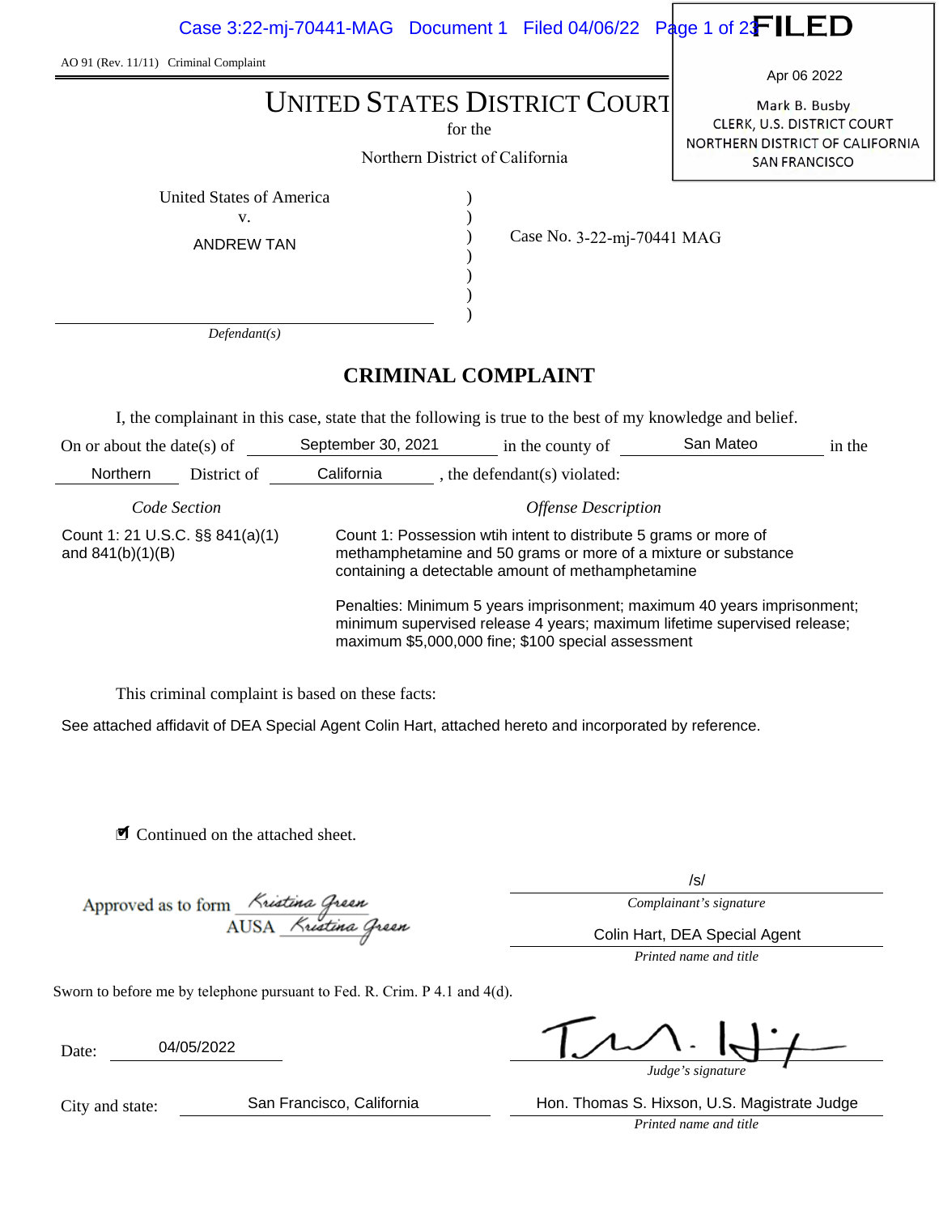AO 91 (Rev. 11/11) Criminal Complaint

FILED

Apr 06 2022

Mark B. Busby
CLERK, U.S. DISTRICT COURT
NORTHERN DISTRICT OF CALIFORNIA
SAN FRANCISCO

# UNITED STATES DISTRICT COURT

for the

Northern District of California

United States of America
v.
ANDREW TAN

*Defendant(s)*

Case No. 3-22-mj-70441 MAG

## CRIMINAL COMPLAINT

I, the complainant in this case, state that the following is true to the best of my knowledge and belief.

On or about the date(s) of September 30, 2021 in the county of San Mateo in the Northern District of California, the defendant(s) violated:

| *Code Section* | *Offense Description* |
|---|---|
| Count 1: 21 U.S.C. §§ 841(a)(1) and 841(b)(1)(B) | Count 1: Possession wtih intent to distribute 5 grams or more of methamphetamine and 50 grams or more of a mixture or substance containing a detectable amount of methamphetamine |
| | Penalties: Minimum 5 years imprisonment; maximum 40 years imprisonment; minimum supervised release 4 years; maximum lifetime supervised release; maximum $5,000,000 fine; $100 special assessment |

This criminal complaint is based on these facts:

See attached affidavit of DEA Special Agent Colin Hart, attached hereto and incorporated by reference.

☑ Continued on the attached sheet.

Approved as to form *Kristina Green*
AUSA *Kristina Green*

/s/
*Complainant's signature*

Colin Hart, DEA Special Agent
*Printed name and title*

Sworn to before me by telephone pursuant to Fed. R. Crim. P 4.1 and 4(d).

Date: 04/05/2022

*Judge's signature*

City and state: San Francisco, California

Hon. Thomas S. Hixson, U.S. Magistrate Judge
*Printed name and title*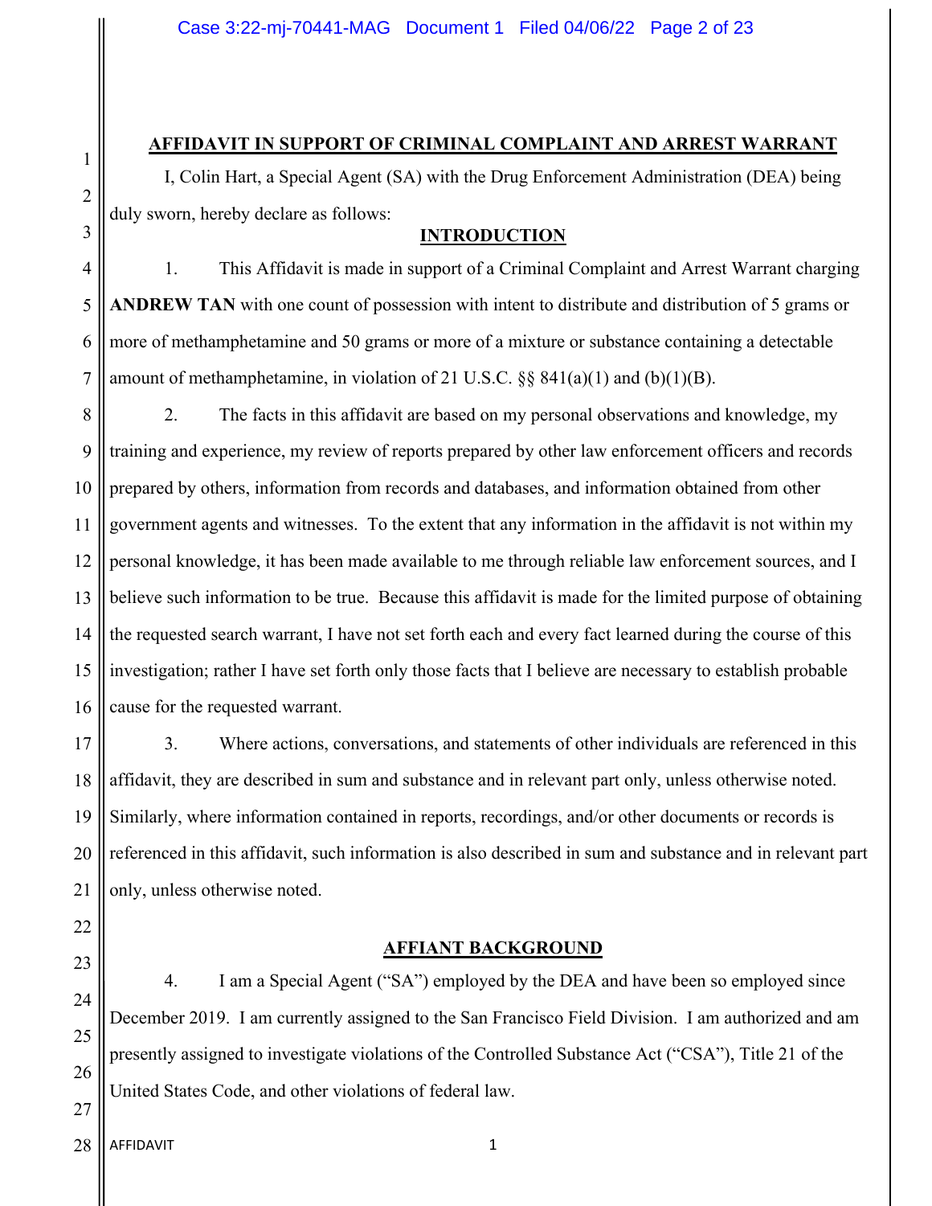## AFFIDAVIT IN SUPPORT OF CRIMINAL COMPLAINT AND ARREST WARRANT

I, Colin Hart, a Special Agent (SA) with the Drug Enforcement Administration (DEA) being duly sworn, hereby declare as follows:

### INTRODUCTION

1. This Affidavit is made in support of a Criminal Complaint and Arrest Warrant charging **ANDREW TAN** with one count of possession with intent to distribute and distribution of 5 grams or more of methamphetamine and 50 grams or more of a mixture or substance containing a detectable amount of methamphetamine, in violation of 21 U.S.C. §§ 841(a)(1) and (b)(1)(B).

2. The facts in this affidavit are based on my personal observations and knowledge, my training and experience, my review of reports prepared by other law enforcement officers and records prepared by others, information from records and databases, and information obtained from other government agents and witnesses. To the extent that any information in the affidavit is not within my personal knowledge, it has been made available to me through reliable law enforcement sources, and I believe such information to be true. Because this affidavit is made for the limited purpose of obtaining the requested search warrant, I have not set forth each and every fact learned during the course of this investigation; rather I have set forth only those facts that I believe are necessary to establish probable cause for the requested warrant.

3. Where actions, conversations, and statements of other individuals are referenced in this affidavit, they are described in sum and substance and in relevant part only, unless otherwise noted. Similarly, where information contained in reports, recordings, and/or other documents or records is referenced in this affidavit, such information is also described in sum and substance and in relevant part only, unless otherwise noted.

### AFFIANT BACKGROUND

4. I am a Special Agent ("SA") employed by the DEA and have been so employed since December 2019. I am currently assigned to the San Francisco Field Division. I am authorized and am presently assigned to investigate violations of the Controlled Substance Act ("CSA"), Title 21 of the United States Code, and other violations of federal law.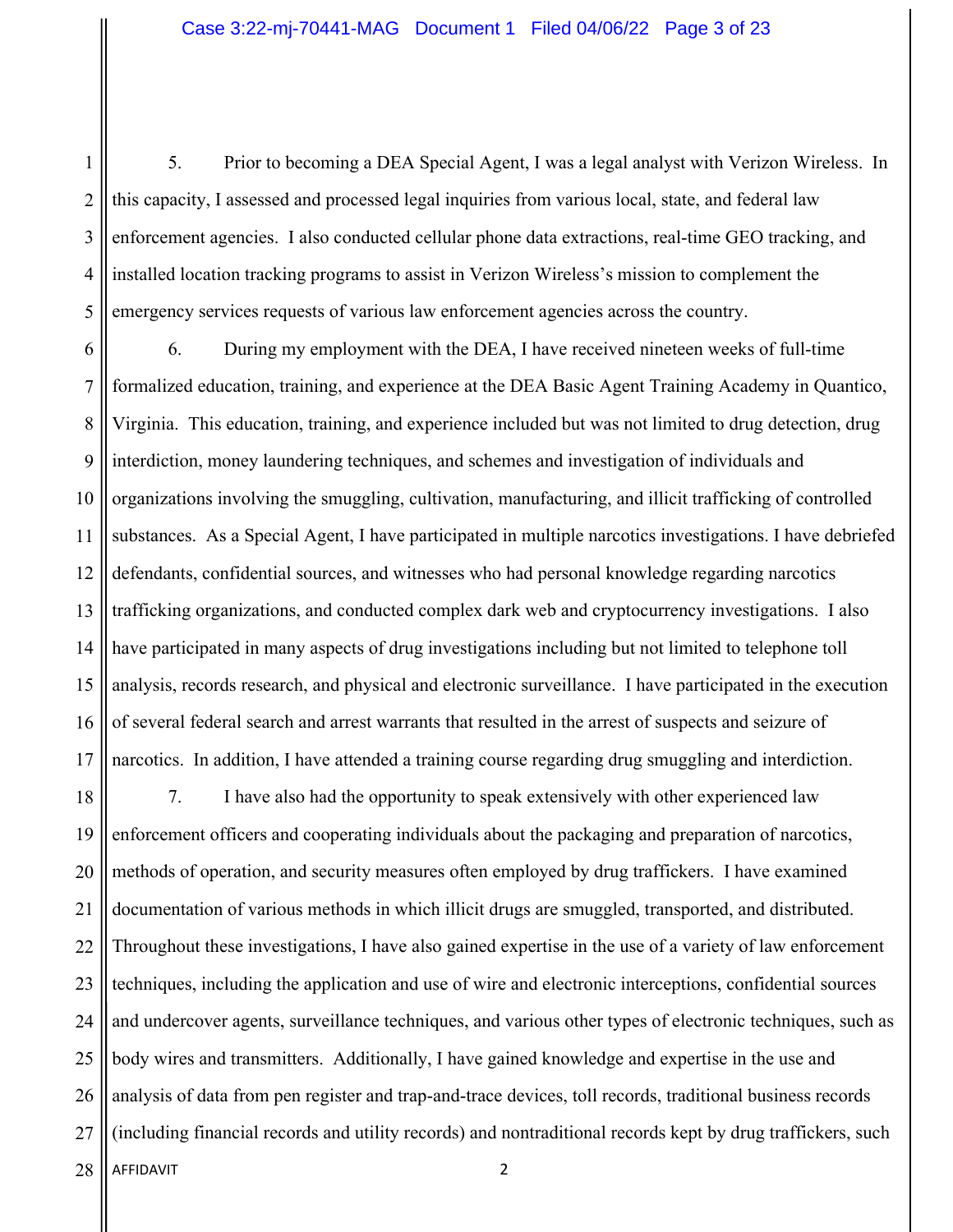5. Prior to becoming a DEA Special Agent, I was a legal analyst with Verizon Wireless. In this capacity, I assessed and processed legal inquiries from various local, state, and federal law enforcement agencies. I also conducted cellular phone data extractions, real-time GEO tracking, and installed location tracking programs to assist in Verizon Wireless's mission to complement the emergency services requests of various law enforcement agencies across the country.

6. During my employment with the DEA, I have received nineteen weeks of full-time formalized education, training, and experience at the DEA Basic Agent Training Academy in Quantico, Virginia. This education, training, and experience included but was not limited to drug detection, drug interdiction, money laundering techniques, and schemes and investigation of individuals and organizations involving the smuggling, cultivation, manufacturing, and illicit trafficking of controlled substances. As a Special Agent, I have participated in multiple narcotics investigations. I have debriefed defendants, confidential sources, and witnesses who had personal knowledge regarding narcotics trafficking organizations, and conducted complex dark web and cryptocurrency investigations. I also have participated in many aspects of drug investigations including but not limited to telephone toll analysis, records research, and physical and electronic surveillance. I have participated in the execution of several federal search and arrest warrants that resulted in the arrest of suspects and seizure of narcotics. In addition, I have attended a training course regarding drug smuggling and interdiction.

7. I have also had the opportunity to speak extensively with other experienced law enforcement officers and cooperating individuals about the packaging and preparation of narcotics, methods of operation, and security measures often employed by drug traffickers. I have examined documentation of various methods in which illicit drugs are smuggled, transported, and distributed. Throughout these investigations, I have also gained expertise in the use of a variety of law enforcement techniques, including the application and use of wire and electronic interceptions, confidential sources and undercover agents, surveillance techniques, and various other types of electronic techniques, such as body wires and transmitters. Additionally, I have gained knowledge and expertise in the use and analysis of data from pen register and trap-and-trace devices, toll records, traditional business records (including financial records and utility records) and nontraditional records kept by drug traffickers, such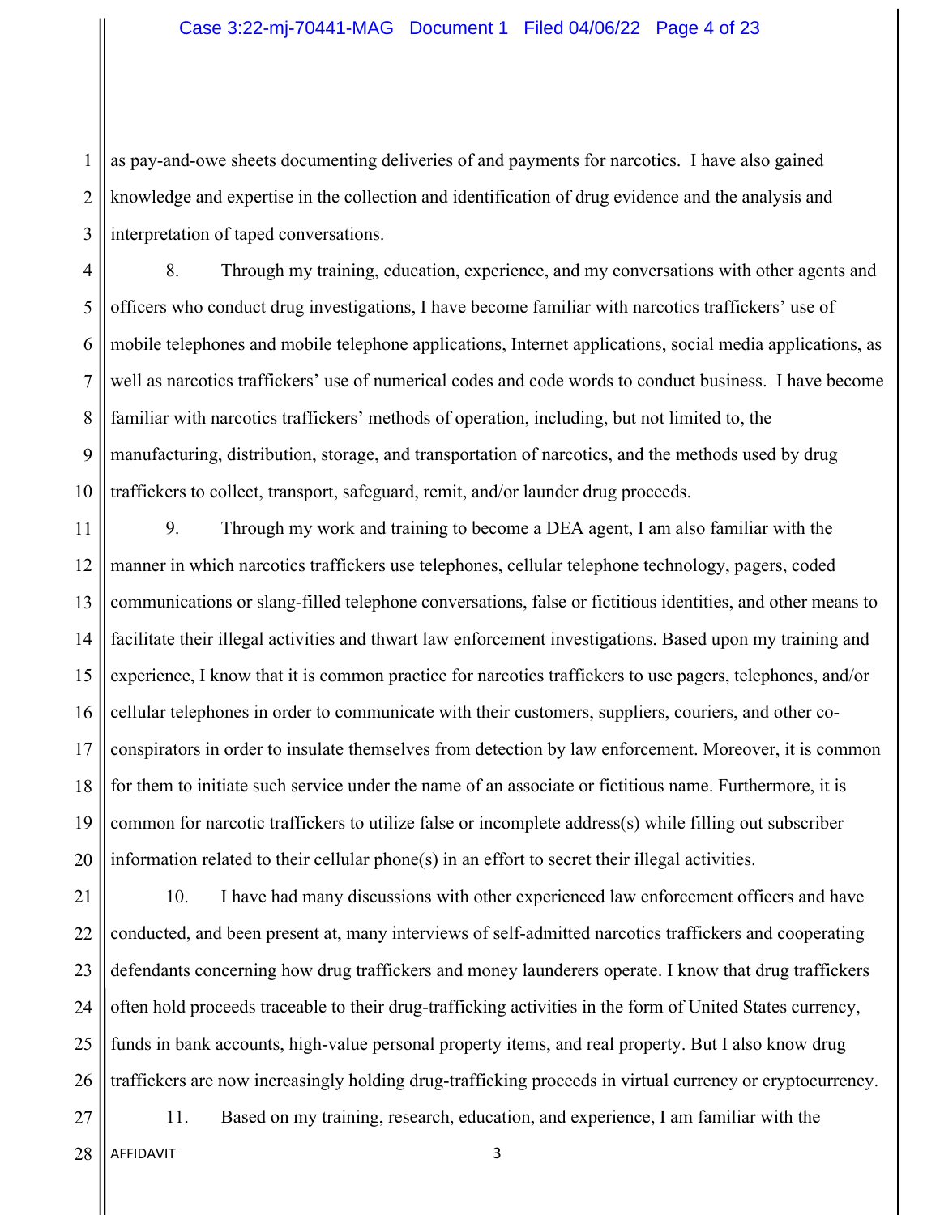as pay-and-owe sheets documenting deliveries of and payments for narcotics. I have also gained knowledge and expertise in the collection and identification of drug evidence and the analysis and interpretation of taped conversations.

8. Through my training, education, experience, and my conversations with other agents and officers who conduct drug investigations, I have become familiar with narcotics traffickers' use of mobile telephones and mobile telephone applications, Internet applications, social media applications, as well as narcotics traffickers' use of numerical codes and code words to conduct business. I have become familiar with narcotics traffickers' methods of operation, including, but not limited to, the manufacturing, distribution, storage, and transportation of narcotics, and the methods used by drug traffickers to collect, transport, safeguard, remit, and/or launder drug proceeds.

9. Through my work and training to become a DEA agent, I am also familiar with the manner in which narcotics traffickers use telephones, cellular telephone technology, pagers, coded communications or slang-filled telephone conversations, false or fictitious identities, and other means to facilitate their illegal activities and thwart law enforcement investigations. Based upon my training and experience, I know that it is common practice for narcotics traffickers to use pagers, telephones, and/or cellular telephones in order to communicate with their customers, suppliers, couriers, and other co-conspirators in order to insulate themselves from detection by law enforcement. Moreover, it is common for them to initiate such service under the name of an associate or fictitious name. Furthermore, it is common for narcotic traffickers to utilize false or incomplete address(s) while filling out subscriber information related to their cellular phone(s) in an effort to secret their illegal activities.

10. I have had many discussions with other experienced law enforcement officers and have conducted, and been present at, many interviews of self-admitted narcotics traffickers and cooperating defendants concerning how drug traffickers and money launderers operate. I know that drug traffickers often hold proceeds traceable to their drug-trafficking activities in the form of United States currency, funds in bank accounts, high-value personal property items, and real property. But I also know drug traffickers are now increasingly holding drug-trafficking proceeds in virtual currency or cryptocurrency.

11. Based on my training, research, education, and experience, I am familiar with the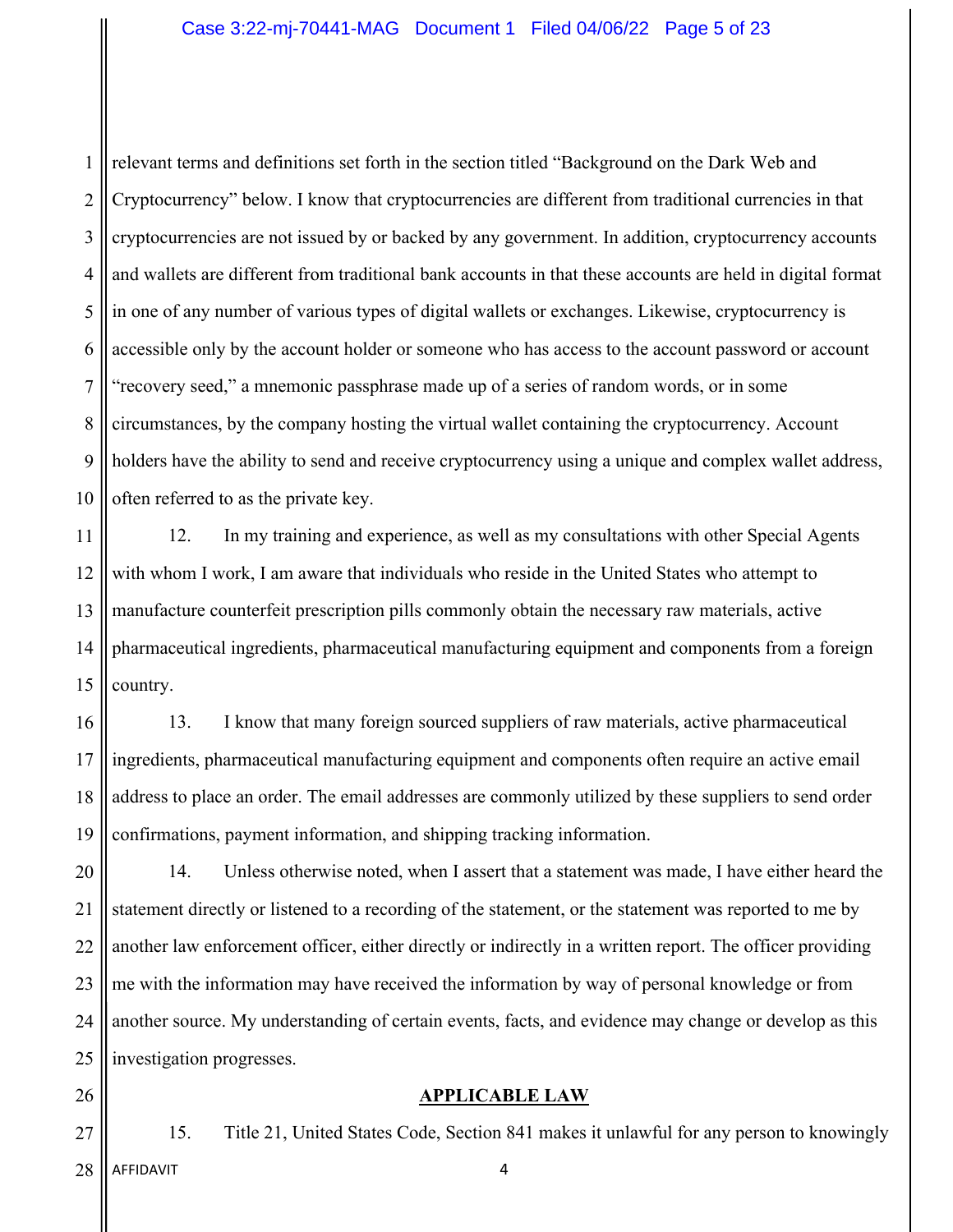relevant terms and definitions set forth in the section titled "Background on the Dark Web and Cryptocurrency" below. I know that cryptocurrencies are different from traditional currencies in that cryptocurrencies are not issued by or backed by any government. In addition, cryptocurrency accounts and wallets are different from traditional bank accounts in that these accounts are held in digital format in one of any number of various types of digital wallets or exchanges. Likewise, cryptocurrency is accessible only by the account holder or someone who has access to the account password or account "recovery seed," a mnemonic passphrase made up of a series of random words, or in some circumstances, by the company hosting the virtual wallet containing the cryptocurrency. Account holders have the ability to send and receive cryptocurrency using a unique and complex wallet address, often referred to as the private key.

12. In my training and experience, as well as my consultations with other Special Agents with whom I work, I am aware that individuals who reside in the United States who attempt to manufacture counterfeit prescription pills commonly obtain the necessary raw materials, active pharmaceutical ingredients, pharmaceutical manufacturing equipment and components from a foreign country.

13. I know that many foreign sourced suppliers of raw materials, active pharmaceutical ingredients, pharmaceutical manufacturing equipment and components often require an active email address to place an order. The email addresses are commonly utilized by these suppliers to send order confirmations, payment information, and shipping tracking information.

14. Unless otherwise noted, when I assert that a statement was made, I have either heard the statement directly or listened to a recording of the statement, or the statement was reported to me by another law enforcement officer, either directly or indirectly in a written report. The officer providing me with the information may have received the information by way of personal knowledge or from another source. My understanding of certain events, facts, and evidence may change or develop as this investigation progresses.

## APPLICABLE LAW

15. Title 21, United States Code, Section 841 makes it unlawful for any person to knowingly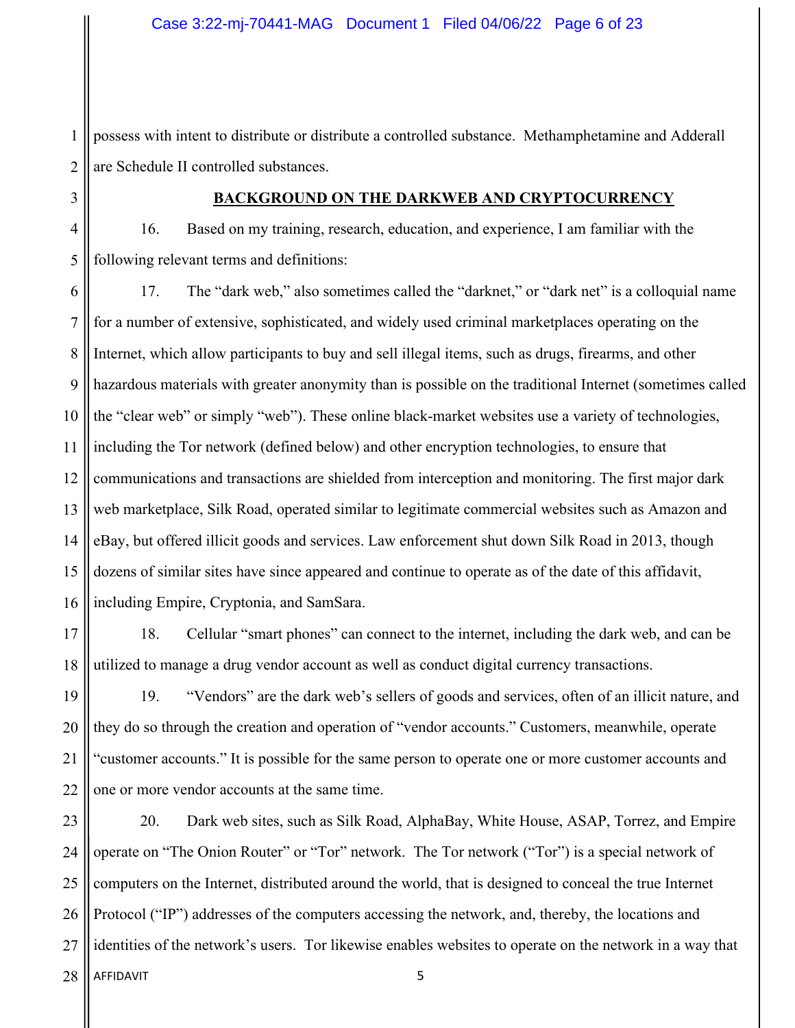possess with intent to distribute or distribute a controlled substance. Methamphetamine and Adderall are Schedule II controlled substances.

## BACKGROUND ON THE DARKWEB AND CRYPTOCURRENCY

16. Based on my training, research, education, and experience, I am familiar with the following relevant terms and definitions:

17. The "dark web," also sometimes called the "darknet," or "dark net" is a colloquial name for a number of extensive, sophisticated, and widely used criminal marketplaces operating on the Internet, which allow participants to buy and sell illegal items, such as drugs, firearms, and other hazardous materials with greater anonymity than is possible on the traditional Internet (sometimes called the "clear web" or simply "web"). These online black-market websites use a variety of technologies, including the Tor network (defined below) and other encryption technologies, to ensure that communications and transactions are shielded from interception and monitoring. The first major dark web marketplace, Silk Road, operated similar to legitimate commercial websites such as Amazon and eBay, but offered illicit goods and services. Law enforcement shut down Silk Road in 2013, though dozens of similar sites have since appeared and continue to operate as of the date of this affidavit, including Empire, Cryptonia, and SamSara.

18. Cellular "smart phones" can connect to the internet, including the dark web, and can be utilized to manage a drug vendor account as well as conduct digital currency transactions.

19. "Vendors" are the dark web's sellers of goods and services, often of an illicit nature, and they do so through the creation and operation of "vendor accounts." Customers, meanwhile, operate "customer accounts." It is possible for the same person to operate one or more customer accounts and one or more vendor accounts at the same time.

20. Dark web sites, such as Silk Road, AlphaBay, White House, ASAP, Torrez, and Empire operate on "The Onion Router" or "Tor" network. The Tor network ("Tor") is a special network of computers on the Internet, distributed around the world, that is designed to conceal the true Internet Protocol ("IP") addresses of the computers accessing the network, and, thereby, the locations and identities of the network's users. Tor likewise enables websites to operate on the network in a way that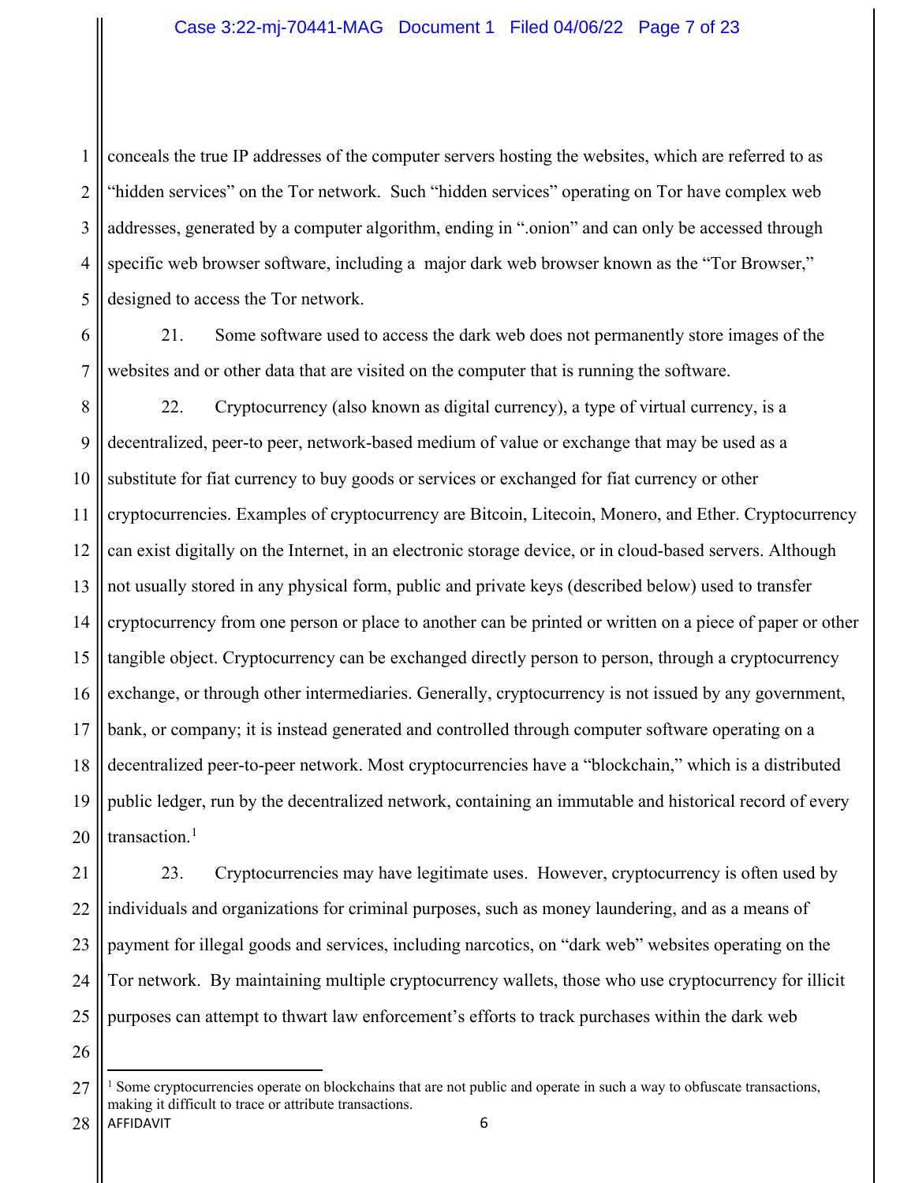conceals the true IP addresses of the computer servers hosting the websites, which are referred to as "hidden services" on the Tor network. Such "hidden services" operating on Tor have complex web addresses, generated by a computer algorithm, ending in ".onion" and can only be accessed through specific web browser software, including a major dark web browser known as the "Tor Browser," designed to access the Tor network.

21. Some software used to access the dark web does not permanently store images of the websites and or other data that are visited on the computer that is running the software.

22. Cryptocurrency (also known as digital currency), a type of virtual currency, is a decentralized, peer-to peer, network-based medium of value or exchange that may be used as a substitute for fiat currency to buy goods or services or exchanged for fiat currency or other cryptocurrencies. Examples of cryptocurrency are Bitcoin, Litecoin, Monero, and Ether. Cryptocurrency can exist digitally on the Internet, in an electronic storage device, or in cloud-based servers. Although not usually stored in any physical form, public and private keys (described below) used to transfer cryptocurrency from one person or place to another can be printed or written on a piece of paper or other tangible object. Cryptocurrency can be exchanged directly person to person, through a cryptocurrency exchange, or through other intermediaries. Generally, cryptocurrency is not issued by any government, bank, or company; it is instead generated and controlled through computer software operating on a decentralized peer-to-peer network. Most cryptocurrencies have a "blockchain," which is a distributed public ledger, run by the decentralized network, containing an immutable and historical record of every transaction.[1]

23. Cryptocurrencies may have legitimate uses. However, cryptocurrency is often used by individuals and organizations for criminal purposes, such as money laundering, and as a means of payment for illegal goods and services, including narcotics, on "dark web" websites operating on the Tor network. By maintaining multiple cryptocurrency wallets, those who use cryptocurrency for illicit purposes can attempt to thwart law enforcement's efforts to track purchases within the dark web

[1] Some cryptocurrencies operate on blockchains that are not public and operate in such a way to obfuscate transactions, making it difficult to trace or attribute transactions.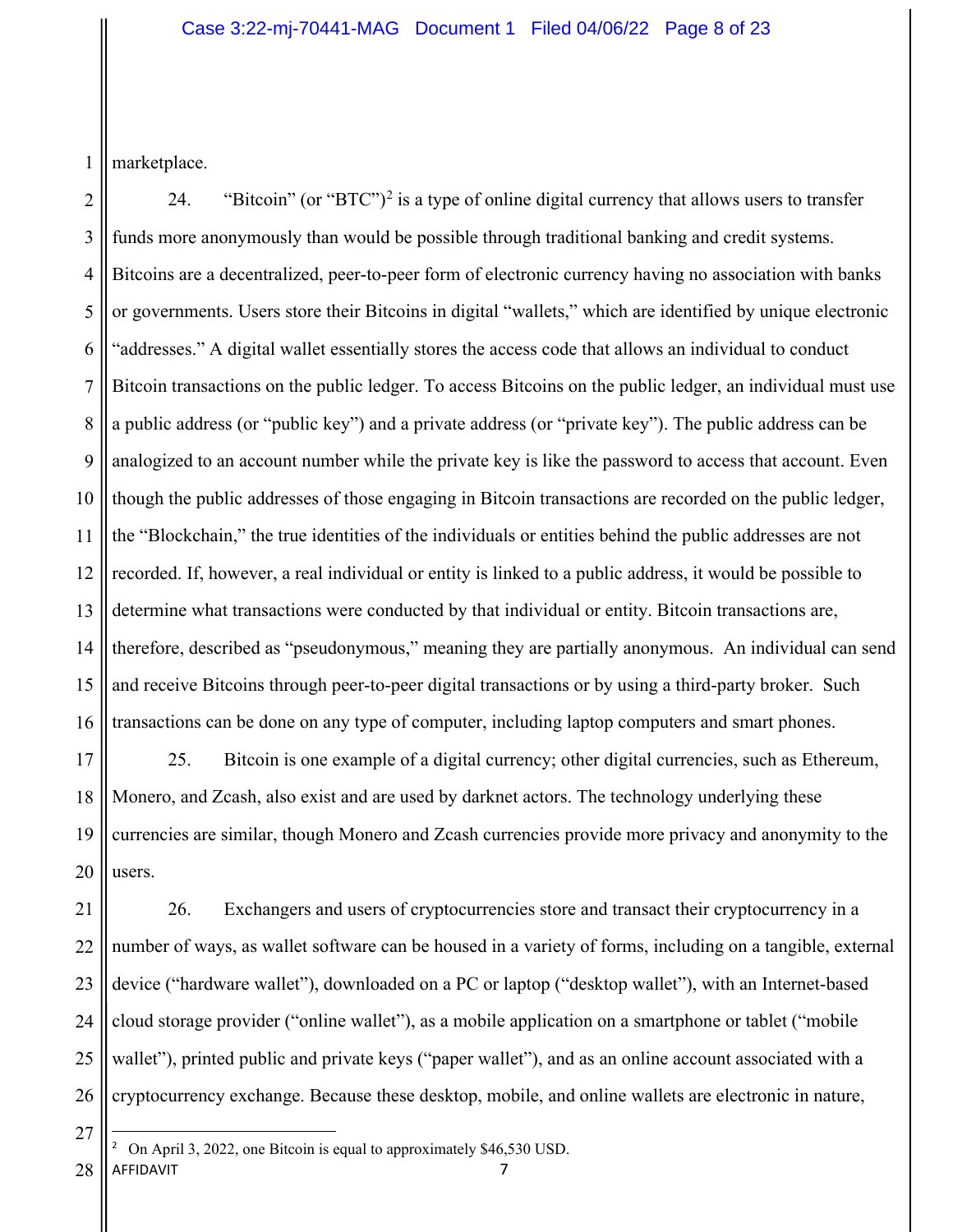marketplace.

24. "Bitcoin" (or "BTC")[2] is a type of online digital currency that allows users to transfer funds more anonymously than would be possible through traditional banking and credit systems. Bitcoins are a decentralized, peer-to-peer form of electronic currency having no association with banks or governments. Users store their Bitcoins in digital "wallets," which are identified by unique electronic "addresses." A digital wallet essentially stores the access code that allows an individual to conduct Bitcoin transactions on the public ledger. To access Bitcoins on the public ledger, an individual must use a public address (or "public key") and a private address (or "private key"). The public address can be analogized to an account number while the private key is like the password to access that account. Even though the public addresses of those engaging in Bitcoin transactions are recorded on the public ledger, the "Blockchain," the true identities of the individuals or entities behind the public addresses are not recorded. If, however, a real individual or entity is linked to a public address, it would be possible to determine what transactions were conducted by that individual or entity. Bitcoin transactions are, therefore, described as "pseudonymous," meaning they are partially anonymous. An individual can send and receive Bitcoins through peer-to-peer digital transactions or by using a third-party broker. Such transactions can be done on any type of computer, including laptop computers and smart phones.

25. Bitcoin is one example of a digital currency; other digital currencies, such as Ethereum, Monero, and Zcash, also exist and are used by darknet actors. The technology underlying these currencies are similar, though Monero and Zcash currencies provide more privacy and anonymity to the users.

26. Exchangers and users of cryptocurrencies store and transact their cryptocurrency in a number of ways, as wallet software can be housed in a variety of forms, including on a tangible, external device ("hardware wallet"), downloaded on a PC or laptop ("desktop wallet"), with an Internet-based cloud storage provider ("online wallet"), as a mobile application on a smartphone or tablet ("mobile wallet"), printed public and private keys ("paper wallet"), and as an online account associated with a cryptocurrency exchange. Because these desktop, mobile, and online wallets are electronic in nature,

---

[2] On April 3, 2022, one Bitcoin is equal to approximately $46,530 USD.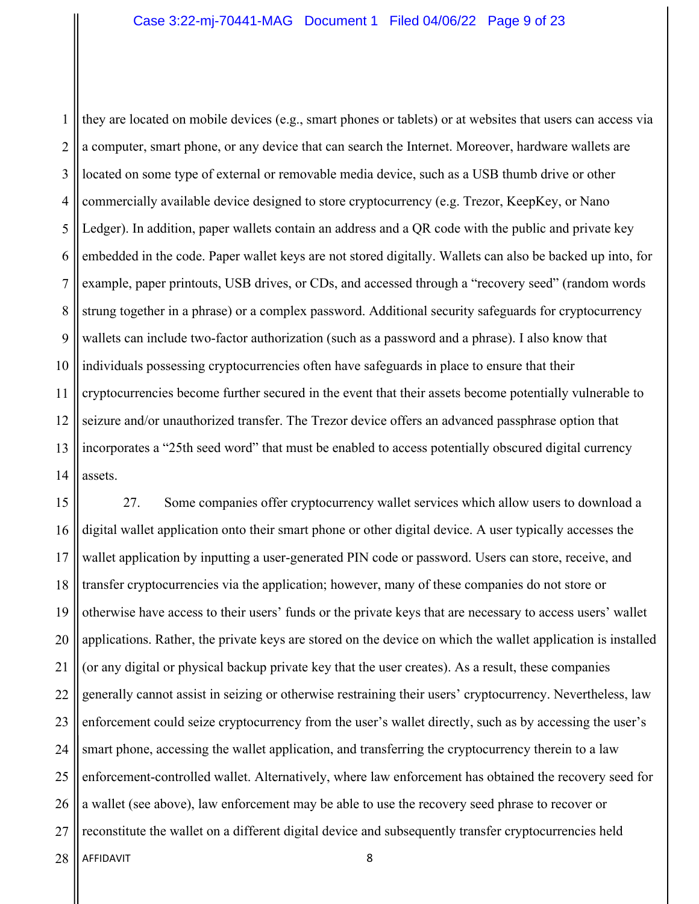they are located on mobile devices (e.g., smart phones or tablets) or at websites that users can access via a computer, smart phone, or any device that can search the Internet. Moreover, hardware wallets are located on some type of external or removable media device, such as a USB thumb drive or other commercially available device designed to store cryptocurrency (e.g. Trezor, KeepKey, or Nano Ledger). In addition, paper wallets contain an address and a QR code with the public and private key embedded in the code. Paper wallet keys are not stored digitally. Wallets can also be backed up into, for example, paper printouts, USB drives, or CDs, and accessed through a "recovery seed" (random words strung together in a phrase) or a complex password. Additional security safeguards for cryptocurrency wallets can include two-factor authorization (such as a password and a phrase). I also know that individuals possessing cryptocurrencies often have safeguards in place to ensure that their cryptocurrencies become further secured in the event that their assets become potentially vulnerable to seizure and/or unauthorized transfer. The Trezor device offers an advanced passphrase option that incorporates a "25th seed word" that must be enabled to access potentially obscured digital currency assets.

27. Some companies offer cryptocurrency wallet services which allow users to download a digital wallet application onto their smart phone or other digital device. A user typically accesses the wallet application by inputting a user-generated PIN code or password. Users can store, receive, and transfer cryptocurrencies via the application; however, many of these companies do not store or otherwise have access to their users' funds or the private keys that are necessary to access users' wallet applications. Rather, the private keys are stored on the device on which the wallet application is installed (or any digital or physical backup private key that the user creates). As a result, these companies generally cannot assist in seizing or otherwise restraining their users' cryptocurrency. Nevertheless, law enforcement could seize cryptocurrency from the user's wallet directly, such as by accessing the user's smart phone, accessing the wallet application, and transferring the cryptocurrency therein to a law enforcement-controlled wallet. Alternatively, where law enforcement has obtained the recovery seed for a wallet (see above), law enforcement may be able to use the recovery seed phrase to recover or reconstitute the wallet on a different digital device and subsequently transfer cryptocurrencies held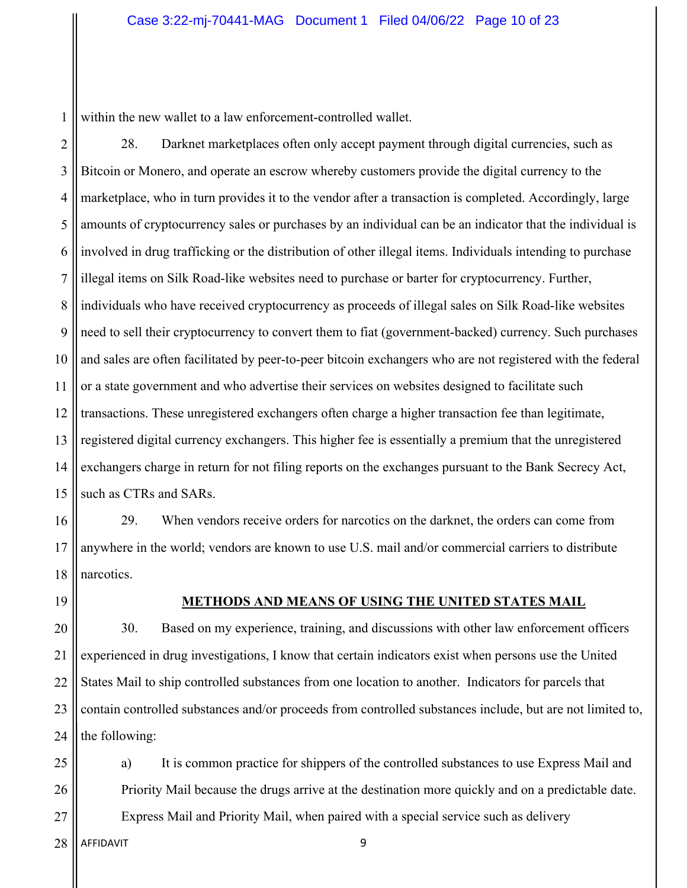within the new wallet to a law enforcement-controlled wallet.

28. Darknet marketplaces often only accept payment through digital currencies, such as Bitcoin or Monero, and operate an escrow whereby customers provide the digital currency to the marketplace, who in turn provides it to the vendor after a transaction is completed. Accordingly, large amounts of cryptocurrency sales or purchases by an individual can be an indicator that the individual is involved in drug trafficking or the distribution of other illegal items. Individuals intending to purchase illegal items on Silk Road-like websites need to purchase or barter for cryptocurrency. Further, individuals who have received cryptocurrency as proceeds of illegal sales on Silk Road-like websites need to sell their cryptocurrency to convert them to fiat (government-backed) currency. Such purchases and sales are often facilitated by peer-to-peer bitcoin exchangers who are not registered with the federal or a state government and who advertise their services on websites designed to facilitate such transactions. These unregistered exchangers often charge a higher transaction fee than legitimate, registered digital currency exchangers. This higher fee is essentially a premium that the unregistered exchangers charge in return for not filing reports on the exchanges pursuant to the Bank Secrecy Act, such as CTRs and SARs.

29. When vendors receive orders for narcotics on the darknet, the orders can come from anywhere in the world; vendors are known to use U.S. mail and/or commercial carriers to distribute narcotics.

## METHODS AND MEANS OF USING THE UNITED STATES MAIL

30. Based on my experience, training, and discussions with other law enforcement officers experienced in drug investigations, I know that certain indicators exist when persons use the United States Mail to ship controlled substances from one location to another. Indicators for parcels that contain controlled substances and/or proceeds from controlled substances include, but are not limited to, the following:

a) It is common practice for shippers of the controlled substances to use Express Mail and Priority Mail because the drugs arrive at the destination more quickly and on a predictable date. Express Mail and Priority Mail, when paired with a special service such as delivery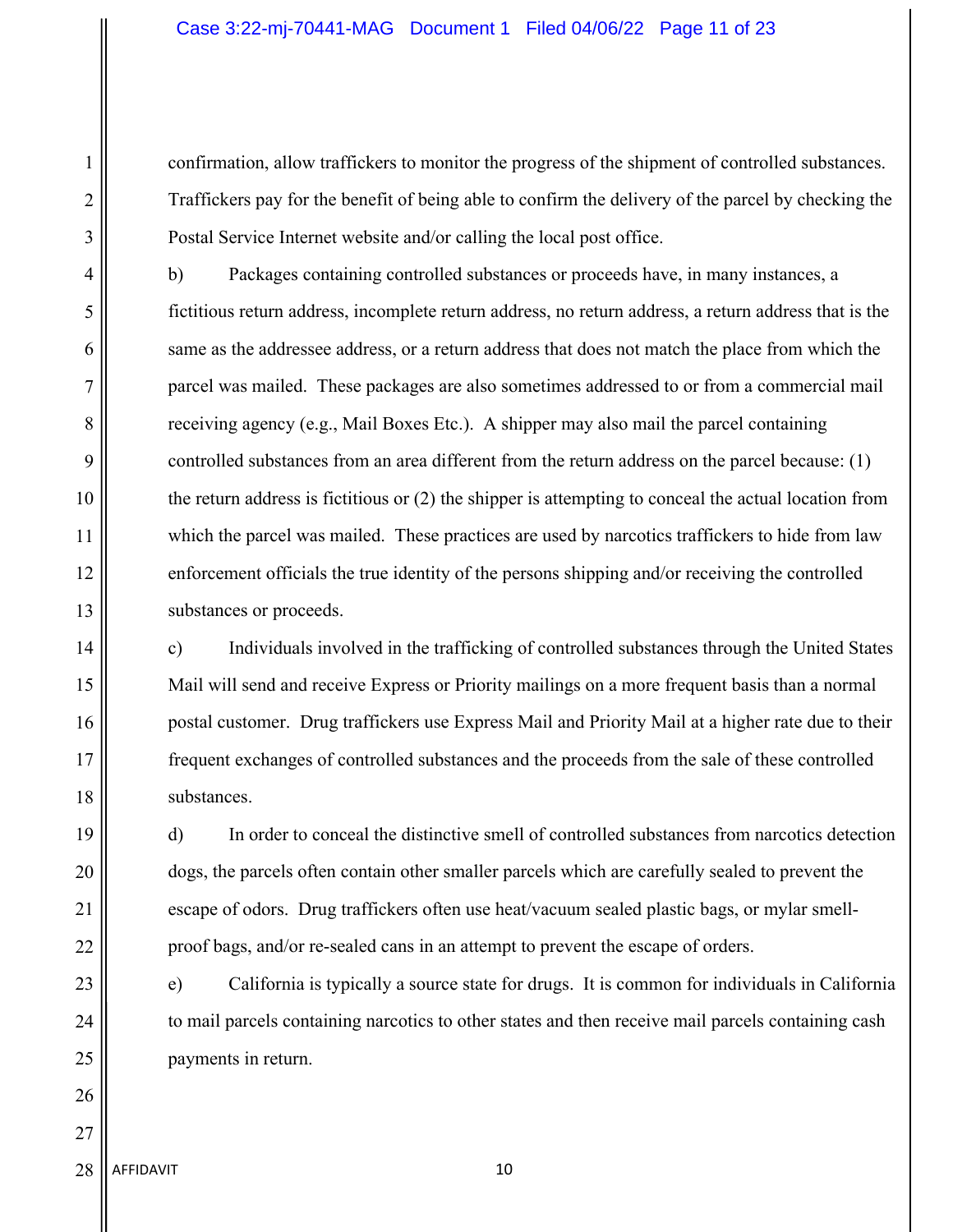confirmation, allow traffickers to monitor the progress of the shipment of controlled substances. Traffickers pay for the benefit of being able to confirm the delivery of the parcel by checking the Postal Service Internet website and/or calling the local post office.

b) Packages containing controlled substances or proceeds have, in many instances, a fictitious return address, incomplete return address, no return address, a return address that is the same as the addressee address, or a return address that does not match the place from which the parcel was mailed. These packages are also sometimes addressed to or from a commercial mail receiving agency (e.g., Mail Boxes Etc.). A shipper may also mail the parcel containing controlled substances from an area different from the return address on the parcel because: (1) the return address is fictitious or (2) the shipper is attempting to conceal the actual location from which the parcel was mailed. These practices are used by narcotics traffickers to hide from law enforcement officials the true identity of the persons shipping and/or receiving the controlled substances or proceeds.

c) Individuals involved in the trafficking of controlled substances through the United States Mail will send and receive Express or Priority mailings on a more frequent basis than a normal postal customer. Drug traffickers use Express Mail and Priority Mail at a higher rate due to their frequent exchanges of controlled substances and the proceeds from the sale of these controlled substances.

d) In order to conceal the distinctive smell of controlled substances from narcotics detection dogs, the parcels often contain other smaller parcels which are carefully sealed to prevent the escape of odors. Drug traffickers often use heat/vacuum sealed plastic bags, or mylar smell-proof bags, and/or re-sealed cans in an attempt to prevent the escape of orders.

e) California is typically a source state for drugs. It is common for individuals in California to mail parcels containing narcotics to other states and then receive mail parcels containing cash payments in return.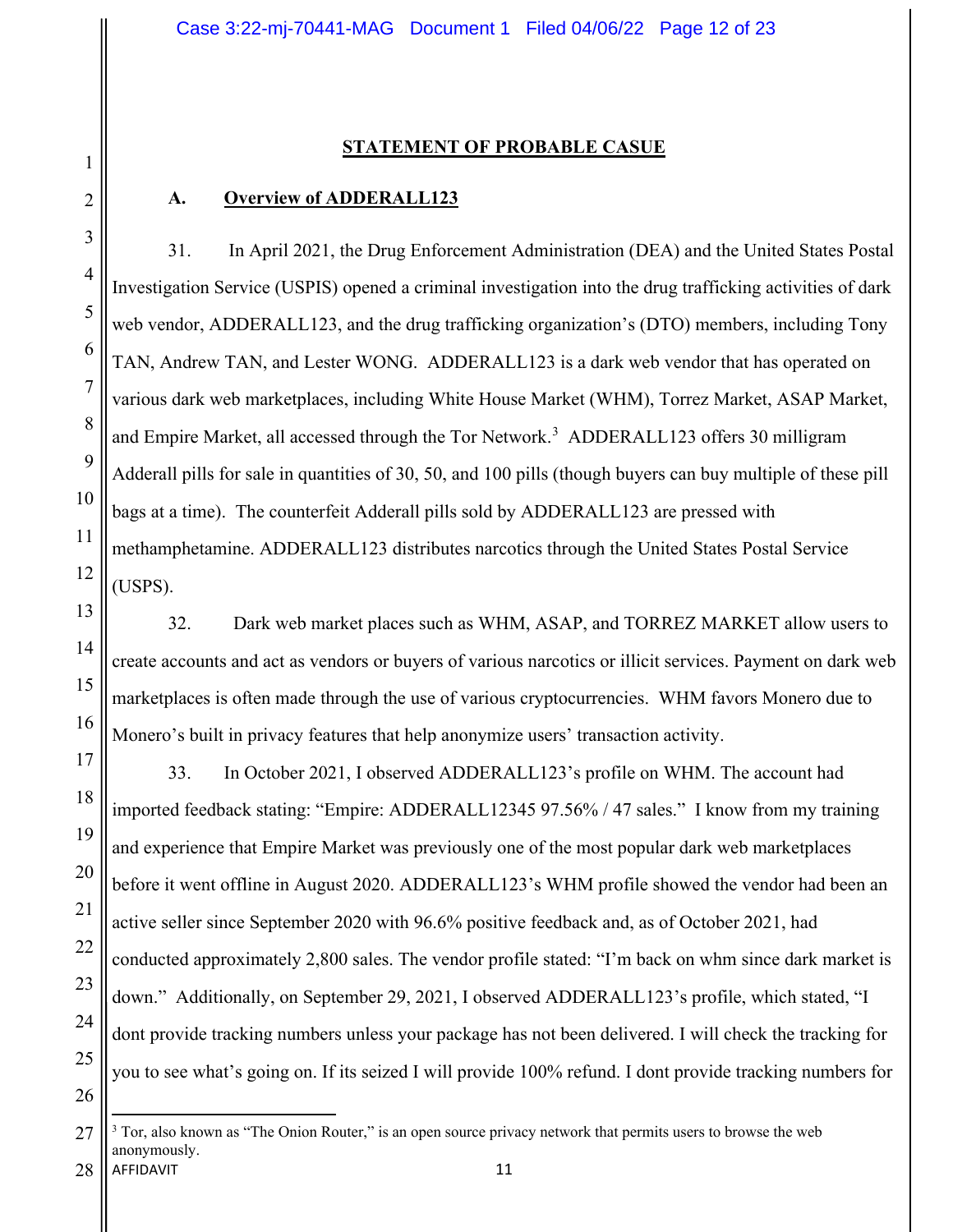## STATEMENT OF PROBABLE CASUE

### A. Overview of ADDERALL123

31. In April 2021, the Drug Enforcement Administration (DEA) and the United States Postal Investigation Service (USPIS) opened a criminal investigation into the drug trafficking activities of dark web vendor, ADDERALL123, and the drug trafficking organization's (DTO) members, including Tony TAN, Andrew TAN, and Lester WONG. ADDERALL123 is a dark web vendor that has operated on various dark web marketplaces, including White House Market (WHM), Torrez Market, ASAP Market, and Empire Market, all accessed through the Tor Network.[3] ADDERALL123 offers 30 milligram Adderall pills for sale in quantities of 30, 50, and 100 pills (though buyers can buy multiple of these pill bags at a time). The counterfeit Adderall pills sold by ADDERALL123 are pressed with methamphetamine. ADDERALL123 distributes narcotics through the United States Postal Service (USPS).

32. Dark web market places such as WHM, ASAP, and TORREZ MARKET allow users to create accounts and act as vendors or buyers of various narcotics or illicit services. Payment on dark web marketplaces is often made through the use of various cryptocurrencies. WHM favors Monero due to Monero's built in privacy features that help anonymize users' transaction activity.

33. In October 2021, I observed ADDERALL123's profile on WHM. The account had imported feedback stating: "Empire: ADDERALL12345 97.56% / 47 sales." I know from my training and experience that Empire Market was previously one of the most popular dark web marketplaces before it went offline in August 2020. ADDERALL123's WHM profile showed the vendor had been an active seller since September 2020 with 96.6% positive feedback and, as of October 2021, had conducted approximately 2,800 sales. The vendor profile stated: "I'm back on whm since dark market is down." Additionally, on September 29, 2021, I observed ADDERALL123's profile, which stated, "I dont provide tracking numbers unless your package has not been delivered. I will check the tracking for you to see what's going on. If its seized I will provide 100% refund. I dont provide tracking numbers for

[3] Tor, also known as "The Onion Router," is an open source privacy network that permits users to browse the web anonymously.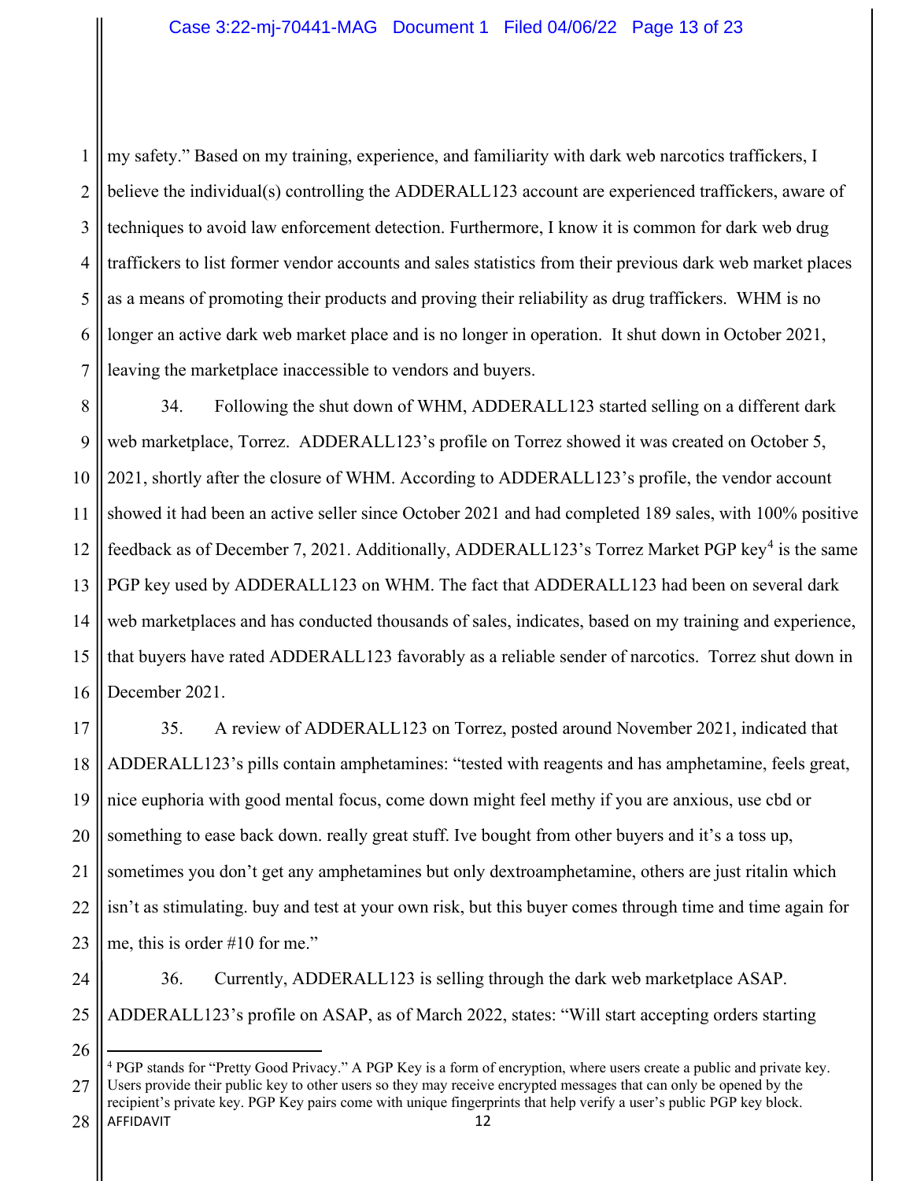my safety." Based on my training, experience, and familiarity with dark web narcotics traffickers, I believe the individual(s) controlling the ADDERALL123 account are experienced traffickers, aware of techniques to avoid law enforcement detection. Furthermore, I know it is common for dark web drug traffickers to list former vendor accounts and sales statistics from their previous dark web market places as a means of promoting their products and proving their reliability as drug traffickers. WHM is no longer an active dark web market place and is no longer in operation. It shut down in October 2021, leaving the marketplace inaccessible to vendors and buyers.

34. Following the shut down of WHM, ADDERALL123 started selling on a different dark web marketplace, Torrez. ADDERALL123's profile on Torrez showed it was created on October 5, 2021, shortly after the closure of WHM. According to ADDERALL123's profile, the vendor account showed it had been an active seller since October 2021 and had completed 189 sales, with 100% positive feedback as of December 7, 2021. Additionally, ADDERALL123's Torrez Market PGP key[4] is the same PGP key used by ADDERALL123 on WHM. The fact that ADDERALL123 had been on several dark web marketplaces and has conducted thousands of sales, indicates, based on my training and experience, that buyers have rated ADDERALL123 favorably as a reliable sender of narcotics. Torrez shut down in December 2021.

35. A review of ADDERALL123 on Torrez, posted around November 2021, indicated that ADDERALL123's pills contain amphetamines: "tested with reagents and has amphetamine, feels great, nice euphoria with good mental focus, come down might feel methy if you are anxious, use cbd or something to ease back down. really great stuff. Ive bought from other buyers and it's a toss up, sometimes you don't get any amphetamines but only dextroamphetamine, others are just ritalin which isn't as stimulating. buy and test at your own risk, but this buyer comes through time and time again for me, this is order #10 for me."

36. Currently, ADDERALL123 is selling through the dark web marketplace ASAP. ADDERALL123's profile on ASAP, as of March 2022, states: "Will start accepting orders starting

---

[4] PGP stands for "Pretty Good Privacy." A PGP Key is a form of encryption, where users create a public and private key. Users provide their public key to other users so they may receive encrypted messages that can only be opened by the recipient's private key. PGP Key pairs come with unique fingerprints that help verify a user's public PGP key block.

AFFIDAVIT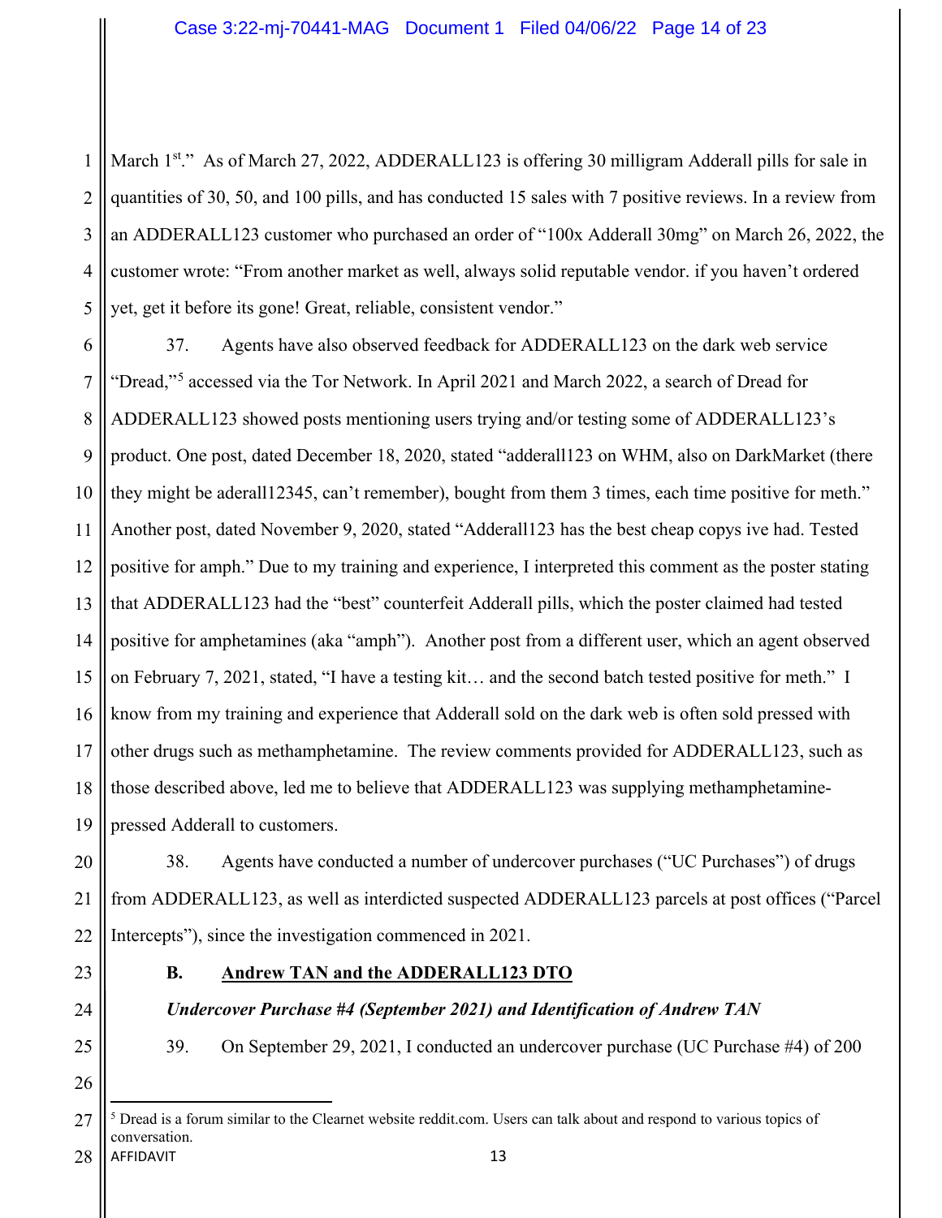March 1st." As of March 27, 2022, ADDERALL123 is offering 30 milligram Adderall pills for sale in quantities of 30, 50, and 100 pills, and has conducted 15 sales with 7 positive reviews. In a review from an ADDERALL123 customer who purchased an order of "100x Adderall 30mg" on March 26, 2022, the customer wrote: "From another market as well, always solid reputable vendor. if you haven't ordered yet, get it before its gone! Great, reliable, consistent vendor."

37. Agents have also observed feedback for ADDERALL123 on the dark web service "Dread,"[5] accessed via the Tor Network. In April 2021 and March 2022, a search of Dread for ADDERALL123 showed posts mentioning users trying and/or testing some of ADDERALL123's product. One post, dated December 18, 2020, stated "adderall123 on WHM, also on DarkMarket (there they might be aderall12345, can't remember), bought from them 3 times, each time positive for meth." Another post, dated November 9, 2020, stated "Adderall123 has the best cheap copys ive had. Tested positive for amph." Due to my training and experience, I interpreted this comment as the poster stating that ADDERALL123 had the "best" counterfeit Adderall pills, which the poster claimed had tested positive for amphetamines (aka "amph"). Another post from a different user, which an agent observed on February 7, 2021, stated, "I have a testing kit… and the second batch tested positive for meth." I know from my training and experience that Adderall sold on the dark web is often sold pressed with other drugs such as methamphetamine. The review comments provided for ADDERALL123, such as those described above, led me to believe that ADDERALL123 was supplying methamphetamine-pressed Adderall to customers.

38. Agents have conducted a number of undercover purchases ("UC Purchases") of drugs from ADDERALL123, as well as interdicted suspected ADDERALL123 parcels at post offices ("Parcel Intercepts"), since the investigation commenced in 2021.

## B. Andrew TAN and the ADDERALL123 DTO

***Undercover Purchase #4 (September 2021) and Identification of Andrew TAN***

39. On September 29, 2021, I conducted an undercover purchase (UC Purchase #4) of 200

---

[5] Dread is a forum similar to the Clearnet website reddit.com. Users can talk about and respond to various topics of conversation.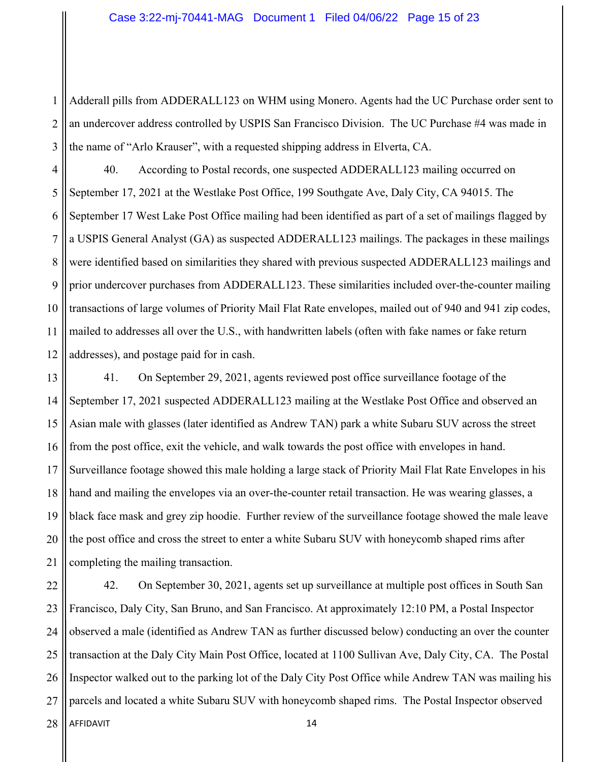Adderall pills from ADDERALL123 on WHM using Monero. Agents had the UC Purchase order sent to an undercover address controlled by USPIS San Francisco Division. The UC Purchase #4 was made in the name of "Arlo Krauser", with a requested shipping address in Elverta, CA.

40. According to Postal records, one suspected ADDERALL123 mailing occurred on September 17, 2021 at the Westlake Post Office, 199 Southgate Ave, Daly City, CA 94015. The September 17 West Lake Post Office mailing had been identified as part of a set of mailings flagged by a USPIS General Analyst (GA) as suspected ADDERALL123 mailings. The packages in these mailings were identified based on similarities they shared with previous suspected ADDERALL123 mailings and prior undercover purchases from ADDERALL123. These similarities included over-the-counter mailing transactions of large volumes of Priority Mail Flat Rate envelopes, mailed out of 940 and 941 zip codes, mailed to addresses all over the U.S., with handwritten labels (often with fake names or fake return addresses), and postage paid for in cash.

41. On September 29, 2021, agents reviewed post office surveillance footage of the September 17, 2021 suspected ADDERALL123 mailing at the Westlake Post Office and observed an Asian male with glasses (later identified as Andrew TAN) park a white Subaru SUV across the street from the post office, exit the vehicle, and walk towards the post office with envelopes in hand. Surveillance footage showed this male holding a large stack of Priority Mail Flat Rate Envelopes in his hand and mailing the envelopes via an over-the-counter retail transaction. He was wearing glasses, a black face mask and grey zip hoodie. Further review of the surveillance footage showed the male leave the post office and cross the street to enter a white Subaru SUV with honeycomb shaped rims after completing the mailing transaction.

42. On September 30, 2021, agents set up surveillance at multiple post offices in South San Francisco, Daly City, San Bruno, and San Francisco. At approximately 12:10 PM, a Postal Inspector observed a male (identified as Andrew TAN as further discussed below) conducting an over the counter transaction at the Daly City Main Post Office, located at 1100 Sullivan Ave, Daly City, CA. The Postal Inspector walked out to the parking lot of the Daly City Post Office while Andrew TAN was mailing his parcels and located a white Subaru SUV with honeycomb shaped rims. The Postal Inspector observed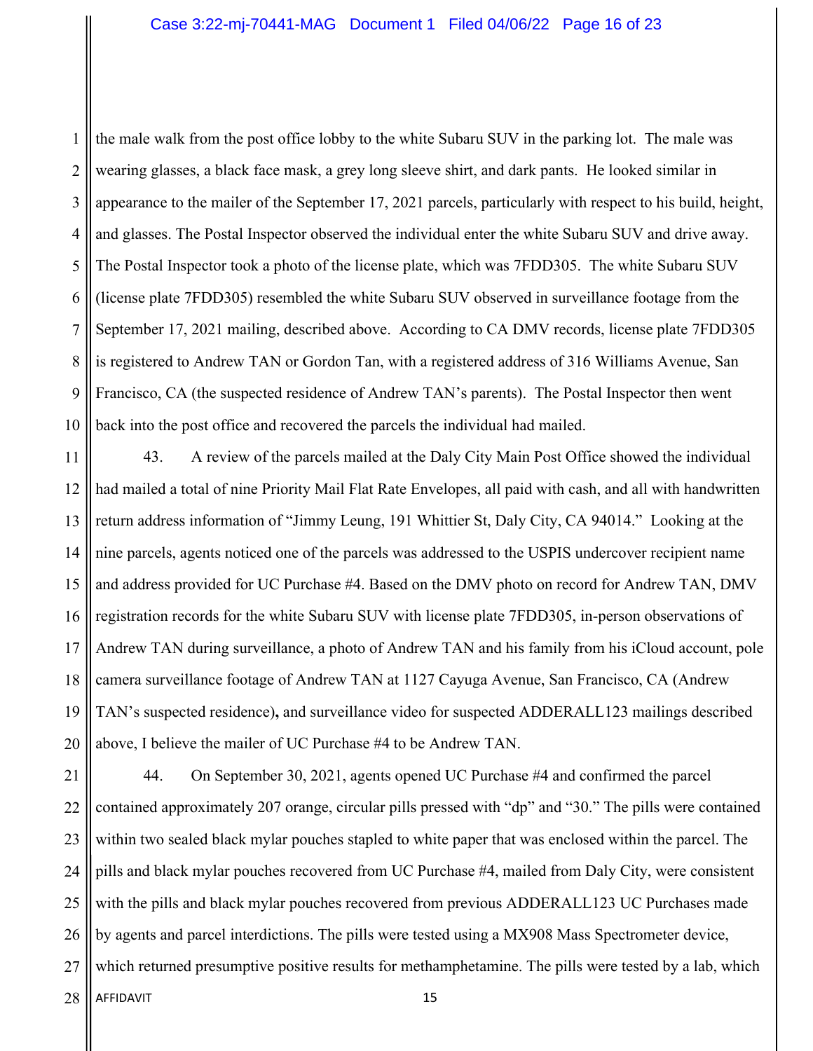the male walk from the post office lobby to the white Subaru SUV in the parking lot. The male was wearing glasses, a black face mask, a grey long sleeve shirt, and dark pants. He looked similar in appearance to the mailer of the September 17, 2021 parcels, particularly with respect to his build, height, and glasses. The Postal Inspector observed the individual enter the white Subaru SUV and drive away. The Postal Inspector took a photo of the license plate, which was 7FDD305. The white Subaru SUV (license plate 7FDD305) resembled the white Subaru SUV observed in surveillance footage from the September 17, 2021 mailing, described above. According to CA DMV records, license plate 7FDD305 is registered to Andrew TAN or Gordon Tan, with a registered address of 316 Williams Avenue, San Francisco, CA (the suspected residence of Andrew TAN's parents). The Postal Inspector then went back into the post office and recovered the parcels the individual had mailed.

43. A review of the parcels mailed at the Daly City Main Post Office showed the individual had mailed a total of nine Priority Mail Flat Rate Envelopes, all paid with cash, and all with handwritten return address information of "Jimmy Leung, 191 Whittier St, Daly City, CA 94014." Looking at the nine parcels, agents noticed one of the parcels was addressed to the USPIS undercover recipient name and address provided for UC Purchase #4. Based on the DMV photo on record for Andrew TAN, DMV registration records for the white Subaru SUV with license plate 7FDD305, in-person observations of Andrew TAN during surveillance, a photo of Andrew TAN and his family from his iCloud account, pole camera surveillance footage of Andrew TAN at 1127 Cayuga Avenue, San Francisco, CA (Andrew TAN's suspected residence), and surveillance video for suspected ADDERALL123 mailings described above, I believe the mailer of UC Purchase #4 to be Andrew TAN.

44. On September 30, 2021, agents opened UC Purchase #4 and confirmed the parcel contained approximately 207 orange, circular pills pressed with "dp" and "30." The pills were contained within two sealed black mylar pouches stapled to white paper that was enclosed within the parcel. The pills and black mylar pouches recovered from UC Purchase #4, mailed from Daly City, were consistent with the pills and black mylar pouches recovered from previous ADDERALL123 UC Purchases made by agents and parcel interdictions. The pills were tested using a MX908 Mass Spectrometer device, which returned presumptive positive results for methamphetamine. The pills were tested by a lab, which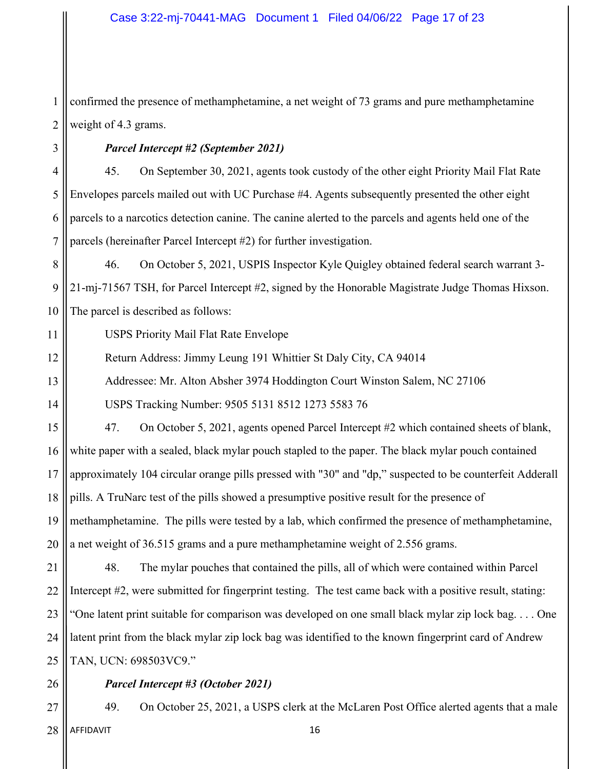confirmed the presence of methamphetamine, a net weight of 73 grams and pure methamphetamine weight of 4.3 grams.

***Parcel Intercept #2 (September 2021)***

45. On September 30, 2021, agents took custody of the other eight Priority Mail Flat Rate Envelopes parcels mailed out with UC Purchase #4. Agents subsequently presented the other eight parcels to a narcotics detection canine. The canine alerted to the parcels and agents held one of the parcels (hereinafter Parcel Intercept #2) for further investigation.

46. On October 5, 2021, USPIS Inspector Kyle Quigley obtained federal search warrant 3-21-mj-71567 TSH, for Parcel Intercept #2, signed by the Honorable Magistrate Judge Thomas Hixson. The parcel is described as follows:

USPS Priority Mail Flat Rate Envelope

Return Address: Jimmy Leung 191 Whittier St Daly City, CA 94014

Addressee: Mr. Alton Absher 3974 Hoddington Court Winston Salem, NC 27106

USPS Tracking Number: 9505 5131 8512 1273 5583 76

47. On October 5, 2021, agents opened Parcel Intercept #2 which contained sheets of blank, white paper with a sealed, black mylar pouch stapled to the paper. The black mylar pouch contained approximately 104 circular orange pills pressed with "30" and "dp," suspected to be counterfeit Adderall pills. A TruNarc test of the pills showed a presumptive positive result for the presence of methamphetamine. The pills were tested by a lab, which confirmed the presence of methamphetamine, a net weight of 36.515 grams and a pure methamphetamine weight of 2.556 grams.

48. The mylar pouches that contained the pills, all of which were contained within Parcel Intercept #2, were submitted for fingerprint testing. The test came back with a positive result, stating: "One latent print suitable for comparison was developed on one small black mylar zip lock bag. . . . One latent print from the black mylar zip lock bag was identified to the known fingerprint card of Andrew TAN, UCN: 698503VC9."

***Parcel Intercept #3 (October 2021)***

49. On October 25, 2021, a USPS clerk at the McLaren Post Office alerted agents that a male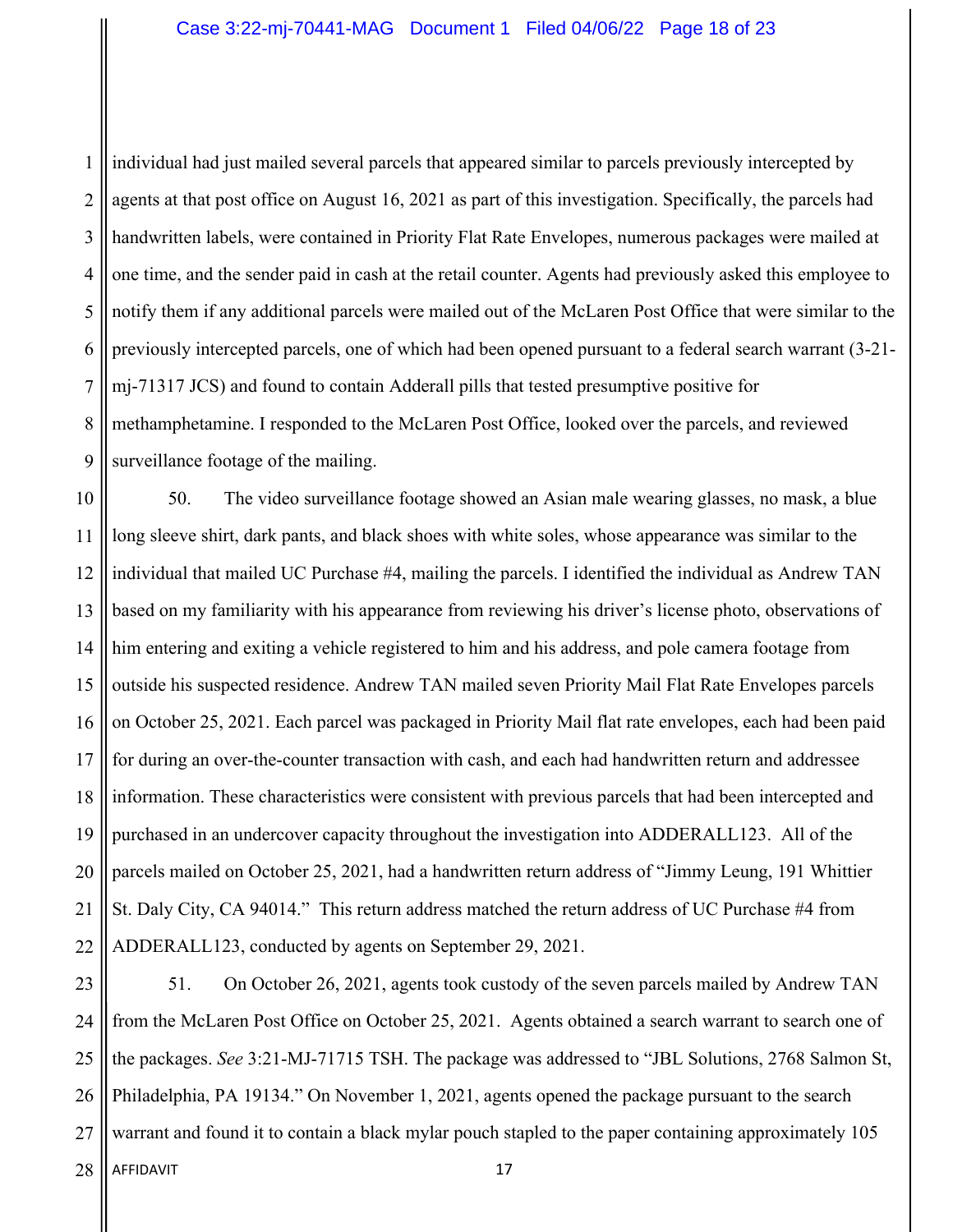individual had just mailed several parcels that appeared similar to parcels previously intercepted by agents at that post office on August 16, 2021 as part of this investigation. Specifically, the parcels had handwritten labels, were contained in Priority Flat Rate Envelopes, numerous packages were mailed at one time, and the sender paid in cash at the retail counter. Agents had previously asked this employee to notify them if any additional parcels were mailed out of the McLaren Post Office that were similar to the previously intercepted parcels, one of which had been opened pursuant to a federal search warrant (3-21-mj-71317 JCS) and found to contain Adderall pills that tested presumptive positive for methamphetamine. I responded to the McLaren Post Office, looked over the parcels, and reviewed surveillance footage of the mailing.

50. The video surveillance footage showed an Asian male wearing glasses, no mask, a blue long sleeve shirt, dark pants, and black shoes with white soles, whose appearance was similar to the individual that mailed UC Purchase #4, mailing the parcels. I identified the individual as Andrew TAN based on my familiarity with his appearance from reviewing his driver's license photo, observations of him entering and exiting a vehicle registered to him and his address, and pole camera footage from outside his suspected residence. Andrew TAN mailed seven Priority Mail Flat Rate Envelopes parcels on October 25, 2021. Each parcel was packaged in Priority Mail flat rate envelopes, each had been paid for during an over-the-counter transaction with cash, and each had handwritten return and addressee information. These characteristics were consistent with previous parcels that had been intercepted and purchased in an undercover capacity throughout the investigation into ADDERALL123. All of the parcels mailed on October 25, 2021, had a handwritten return address of "Jimmy Leung, 191 Whittier St. Daly City, CA 94014." This return address matched the return address of UC Purchase #4 from ADDERALL123, conducted by agents on September 29, 2021.

51. On October 26, 2021, agents took custody of the seven parcels mailed by Andrew TAN from the McLaren Post Office on October 25, 2021. Agents obtained a search warrant to search one of the packages. *See* 3:21-MJ-71715 TSH. The package was addressed to "JBL Solutions, 2768 Salmon St, Philadelphia, PA 19134." On November 1, 2021, agents opened the package pursuant to the search warrant and found it to contain a black mylar pouch stapled to the paper containing approximately 105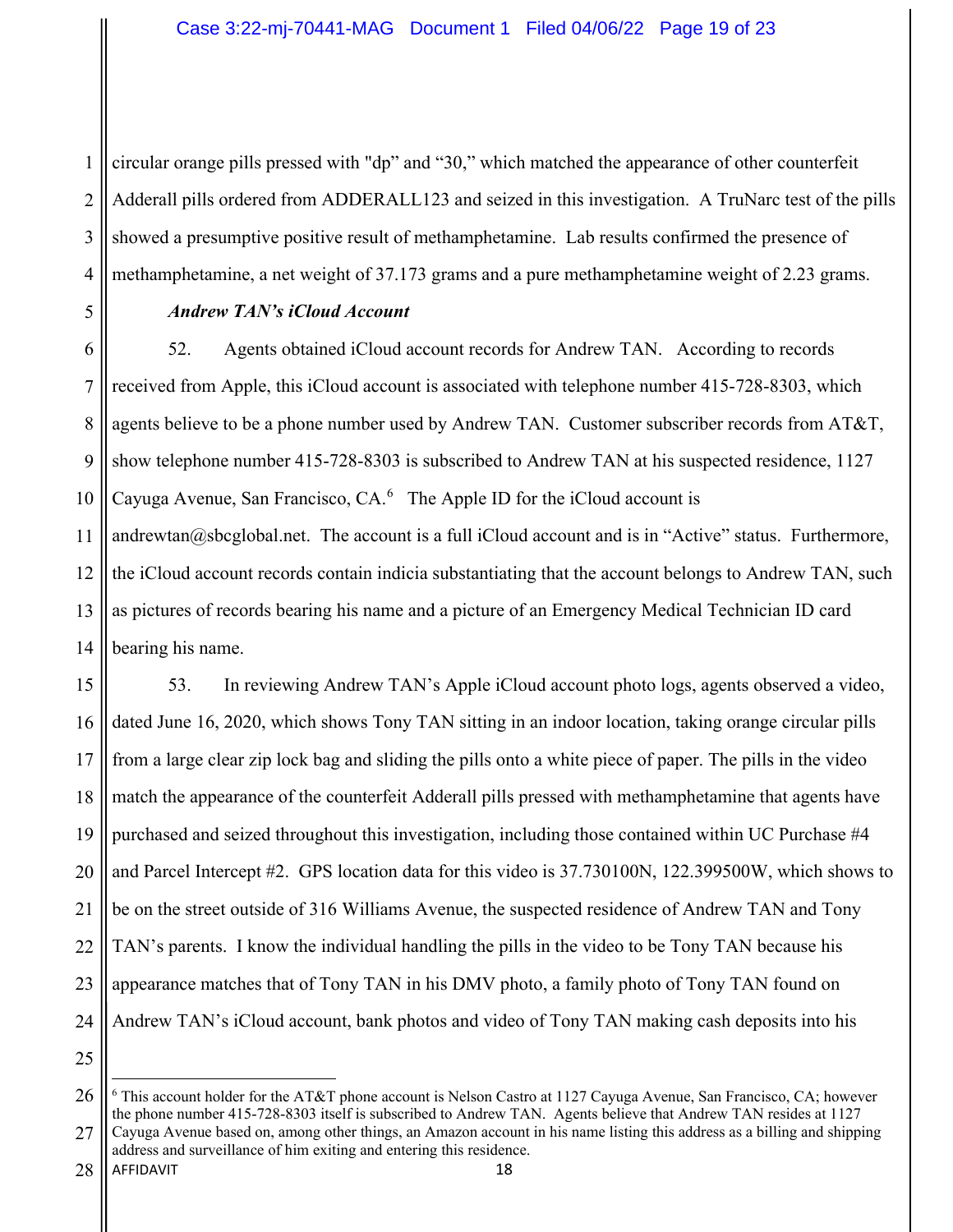circular orange pills pressed with "dp" and "30," which matched the appearance of other counterfeit Adderall pills ordered from ADDERALL123 and seized in this investigation. A TruNarc test of the pills showed a presumptive positive result of methamphetamine. Lab results confirmed the presence of methamphetamine, a net weight of 37.173 grams and a pure methamphetamine weight of 2.23 grams.

***Andrew TAN's iCloud Account***

52. Agents obtained iCloud account records for Andrew TAN. According to records received from Apple, this iCloud account is associated with telephone number 415-728-8303, which agents believe to be a phone number used by Andrew TAN. Customer subscriber records from AT&T, show telephone number 415-728-8303 is subscribed to Andrew TAN at his suspected residence, 1127 Cayuga Avenue, San Francisco, CA.[6] The Apple ID for the iCloud account is andrewtan@sbcglobal.net. The account is a full iCloud account and is in "Active" status. Furthermore, the iCloud account records contain indicia substantiating that the account belongs to Andrew TAN, such as pictures of records bearing his name and a picture of an Emergency Medical Technician ID card bearing his name.

53. In reviewing Andrew TAN's Apple iCloud account photo logs, agents observed a video, dated June 16, 2020, which shows Tony TAN sitting in an indoor location, taking orange circular pills from a large clear zip lock bag and sliding the pills onto a white piece of paper. The pills in the video match the appearance of the counterfeit Adderall pills pressed with methamphetamine that agents have purchased and seized throughout this investigation, including those contained within UC Purchase #4 and Parcel Intercept #2. GPS location data for this video is 37.730100N, 122.399500W, which shows to be on the street outside of 316 Williams Avenue, the suspected residence of Andrew TAN and Tony TAN's parents. I know the individual handling the pills in the video to be Tony TAN because his appearance matches that of Tony TAN in his DMV photo, a family photo of Tony TAN found on Andrew TAN's iCloud account, bank photos and video of Tony TAN making cash deposits into his

---

[6] This account holder for the AT&T phone account is Nelson Castro at 1127 Cayuga Avenue, San Francisco, CA; however the phone number 415-728-8303 itself is subscribed to Andrew TAN. Agents believe that Andrew TAN resides at 1127 Cayuga Avenue based on, among other things, an Amazon account in his name listing this address as a billing and shipping address and surveillance of him exiting and entering this residence.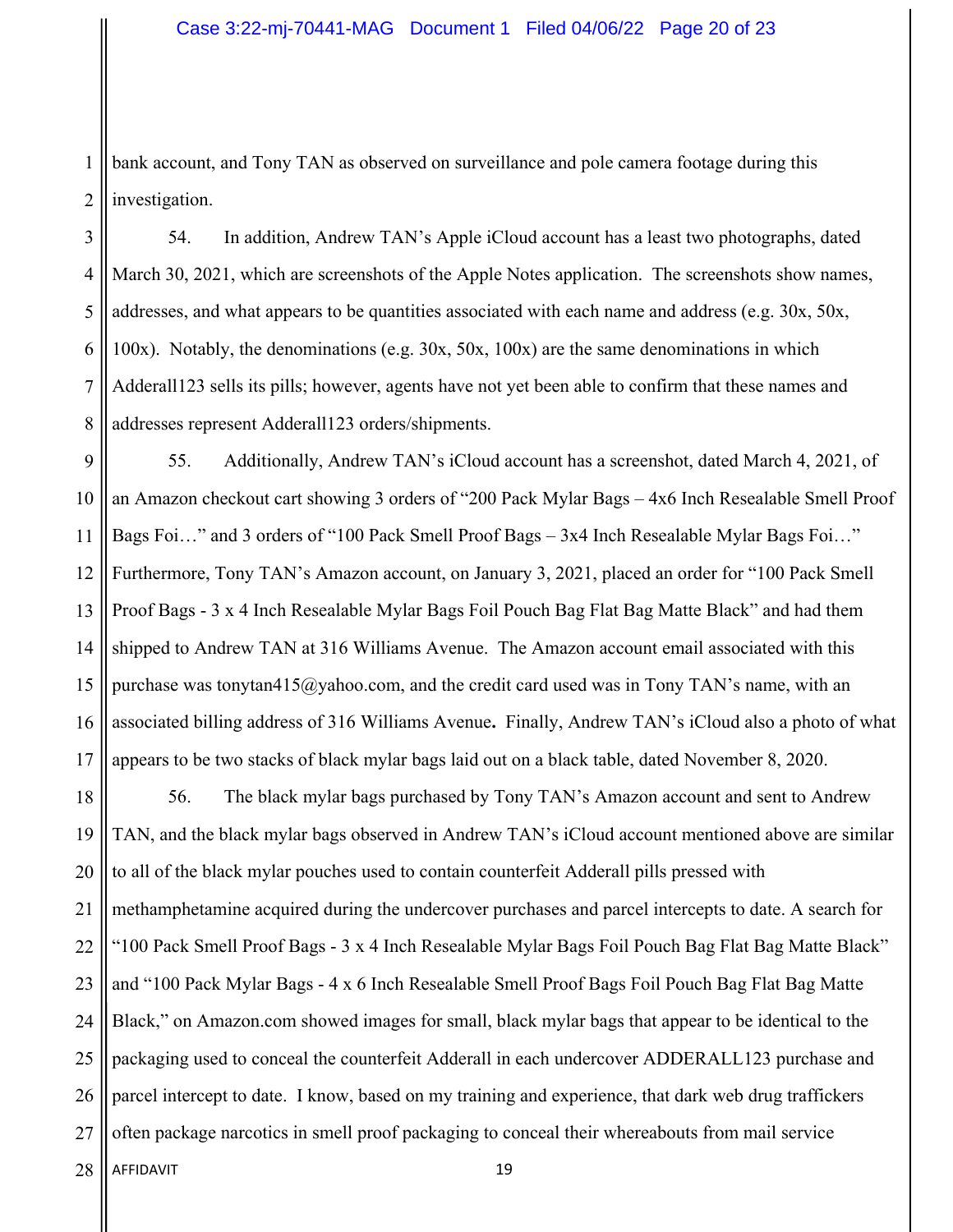bank account, and Tony TAN as observed on surveillance and pole camera footage during this investigation.

54. In addition, Andrew TAN's Apple iCloud account has a least two photographs, dated March 30, 2021, which are screenshots of the Apple Notes application. The screenshots show names, addresses, and what appears to be quantities associated with each name and address (e.g. 30x, 50x, 100x). Notably, the denominations (e.g. 30x, 50x, 100x) are the same denominations in which Adderall123 sells its pills; however, agents have not yet been able to confirm that these names and addresses represent Adderall123 orders/shipments.

55. Additionally, Andrew TAN's iCloud account has a screenshot, dated March 4, 2021, of an Amazon checkout cart showing 3 orders of "200 Pack Mylar Bags – 4x6 Inch Resealable Smell Proof Bags Foi…" and 3 orders of "100 Pack Smell Proof Bags – 3x4 Inch Resealable Mylar Bags Foi…" Furthermore, Tony TAN's Amazon account, on January 3, 2021, placed an order for "100 Pack Smell Proof Bags - 3 x 4 Inch Resealable Mylar Bags Foil Pouch Bag Flat Bag Matte Black" and had them shipped to Andrew TAN at 316 Williams Avenue. The Amazon account email associated with this purchase was tonytan415@yahoo.com, and the credit card used was in Tony TAN's name, with an associated billing address of 316 Williams Avenue**.** Finally, Andrew TAN's iCloud also a photo of what appears to be two stacks of black mylar bags laid out on a black table, dated November 8, 2020.

56. The black mylar bags purchased by Tony TAN's Amazon account and sent to Andrew TAN, and the black mylar bags observed in Andrew TAN's iCloud account mentioned above are similar to all of the black mylar pouches used to contain counterfeit Adderall pills pressed with methamphetamine acquired during the undercover purchases and parcel intercepts to date. A search for "100 Pack Smell Proof Bags - 3 x 4 Inch Resealable Mylar Bags Foil Pouch Bag Flat Bag Matte Black" and "100 Pack Mylar Bags - 4 x 6 Inch Resealable Smell Proof Bags Foil Pouch Bag Flat Bag Matte Black," on Amazon.com showed images for small, black mylar bags that appear to be identical to the packaging used to conceal the counterfeit Adderall in each undercover ADDERALL123 purchase and parcel intercept to date. I know, based on my training and experience, that dark web drug traffickers often package narcotics in smell proof packaging to conceal their whereabouts from mail service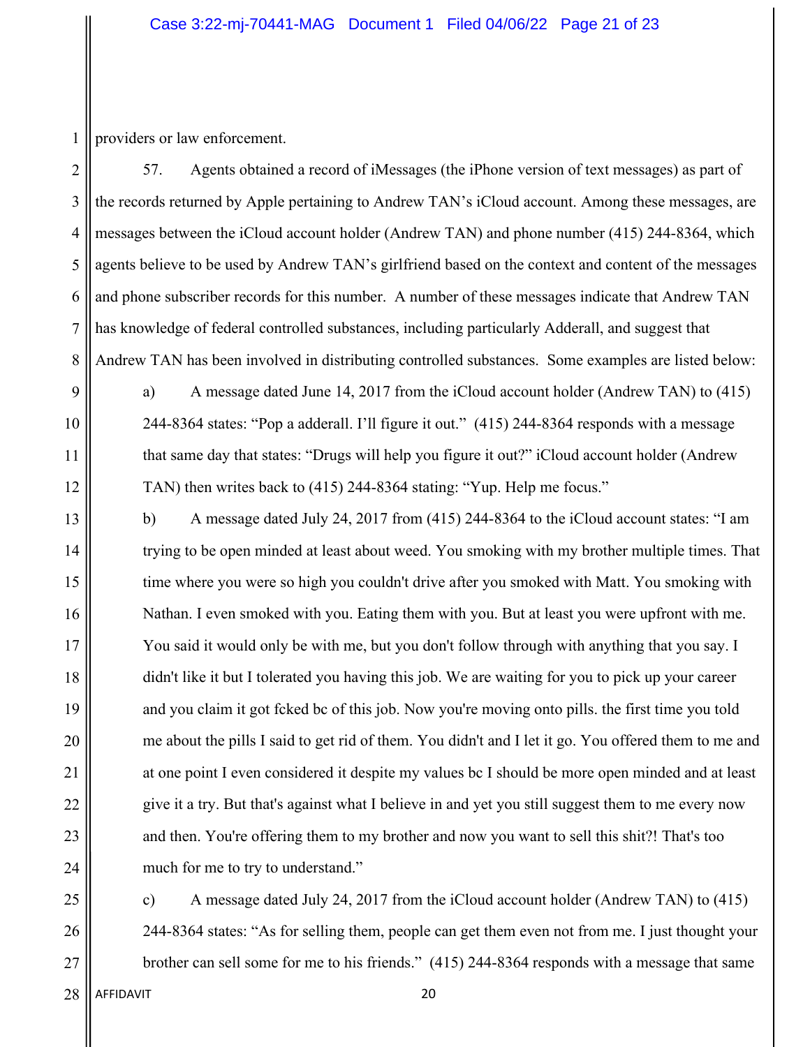providers or law enforcement.

57. Agents obtained a record of iMessages (the iPhone version of text messages) as part of the records returned by Apple pertaining to Andrew TAN's iCloud account. Among these messages, are messages between the iCloud account holder (Andrew TAN) and phone number (415) 244-8364, which agents believe to be used by Andrew TAN's girlfriend based on the context and content of the messages and phone subscriber records for this number. A number of these messages indicate that Andrew TAN has knowledge of federal controlled substances, including particularly Adderall, and suggest that Andrew TAN has been involved in distributing controlled substances. Some examples are listed below:

a) A message dated June 14, 2017 from the iCloud account holder (Andrew TAN) to (415) 244-8364 states: "Pop a adderall. I'll figure it out." (415) 244-8364 responds with a message that same day that states: "Drugs will help you figure it out?" iCloud account holder (Andrew TAN) then writes back to (415) 244-8364 stating: "Yup. Help me focus."

b) A message dated July 24, 2017 from (415) 244-8364 to the iCloud account states: "I am trying to be open minded at least about weed. You smoking with my brother multiple times. That time where you were so high you couldn't drive after you smoked with Matt. You smoking with Nathan. I even smoked with you. Eating them with you. But at least you were upfront with me. You said it would only be with me, but you don't follow through with anything that you say. I didn't like it but I tolerated you having this job. We are waiting for you to pick up your career and you claim it got fcked bc of this job. Now you're moving onto pills. the first time you told me about the pills I said to get rid of them. You didn't and I let it go. You offered them to me and at one point I even considered it despite my values bc I should be more open minded and at least give it a try. But that's against what I believe in and yet you still suggest them to me every now and then. You're offering them to my brother and now you want to sell this shit?! That's too much for me to try to understand."

c) A message dated July 24, 2017 from the iCloud account holder (Andrew TAN) to (415) 244-8364 states: "As for selling them, people can get them even not from me. I just thought your brother can sell some for me to his friends." (415) 244-8364 responds with a message that same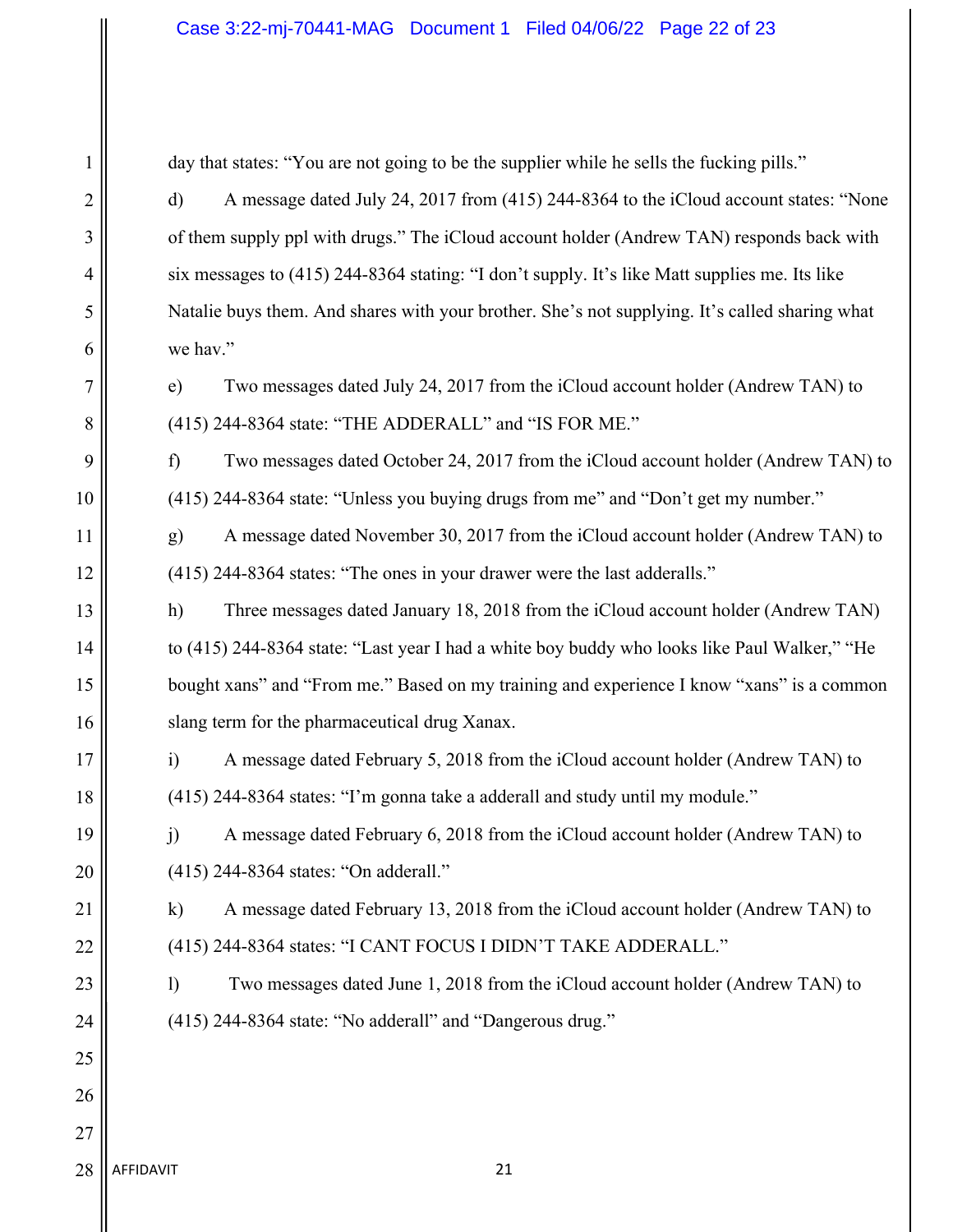day that states: "You are not going to be the supplier while he sells the fucking pills."

d) A message dated July 24, 2017 from (415) 244-8364 to the iCloud account states: "None of them supply ppl with drugs." The iCloud account holder (Andrew TAN) responds back with six messages to (415) 244-8364 stating: "I don't supply. It's like Matt supplies me. Its like Natalie buys them. And shares with your brother. She's not supplying. It's called sharing what we hav."

e) Two messages dated July 24, 2017 from the iCloud account holder (Andrew TAN) to (415) 244-8364 state: "THE ADDERALL" and "IS FOR ME."

f) Two messages dated October 24, 2017 from the iCloud account holder (Andrew TAN) to (415) 244-8364 state: "Unless you buying drugs from me" and "Don't get my number."

g) A message dated November 30, 2017 from the iCloud account holder (Andrew TAN) to (415) 244-8364 states: "The ones in your drawer were the last adderalls."

h) Three messages dated January 18, 2018 from the iCloud account holder (Andrew TAN) to (415) 244-8364 state: "Last year I had a white boy buddy who looks like Paul Walker," "He bought xans" and "From me." Based on my training and experience I know "xans" is a common slang term for the pharmaceutical drug Xanax.

i) A message dated February 5, 2018 from the iCloud account holder (Andrew TAN) to (415) 244-8364 states: "I'm gonna take a adderall and study until my module."

j) A message dated February 6, 2018 from the iCloud account holder (Andrew TAN) to (415) 244-8364 states: "On adderall."

k) A message dated February 13, 2018 from the iCloud account holder (Andrew TAN) to (415) 244-8364 states: "I CANT FOCUS I DIDN'T TAKE ADDERALL."

l) Two messages dated June 1, 2018 from the iCloud account holder (Andrew TAN) to (415) 244-8364 state: "No adderall" and "Dangerous drug."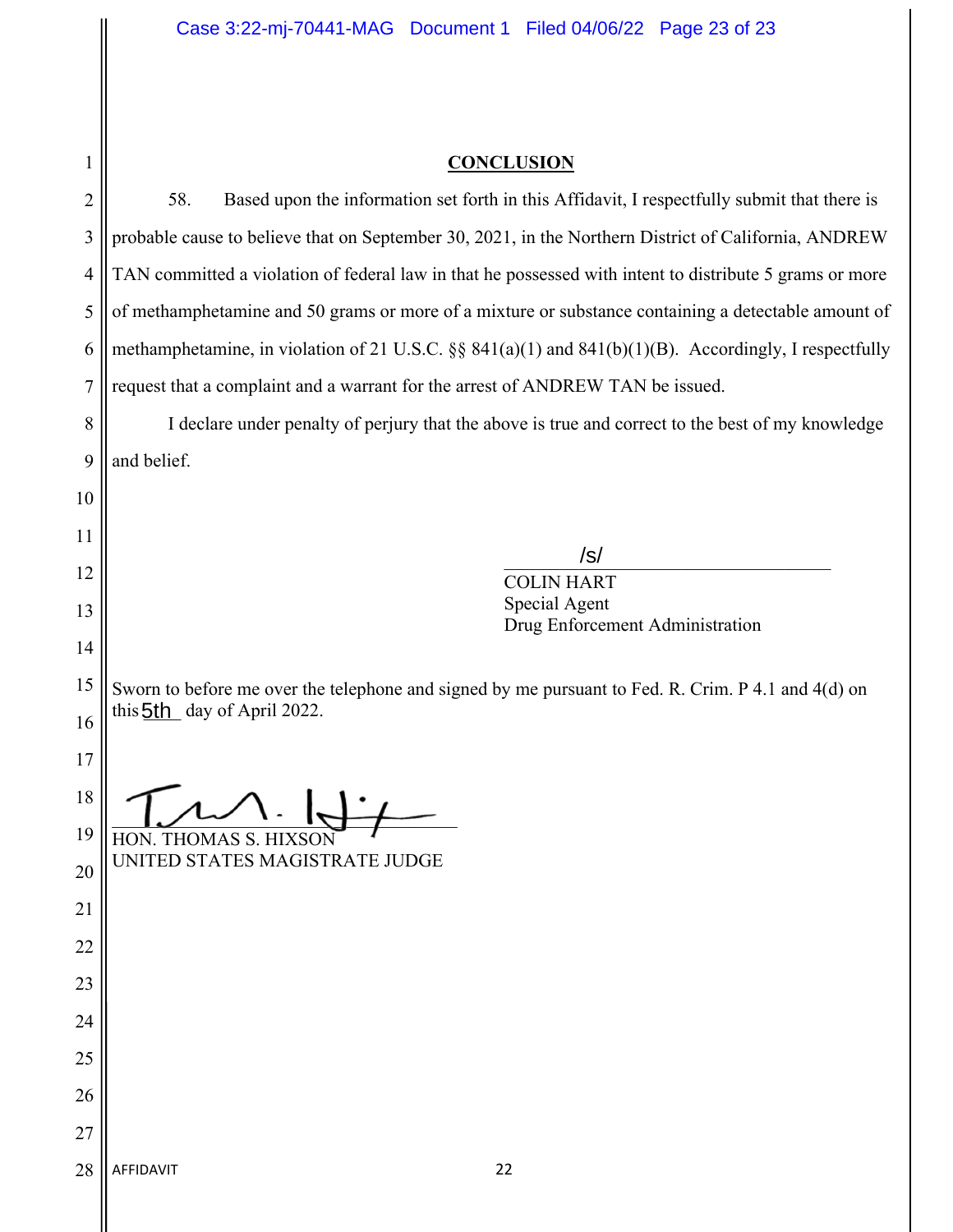## CONCLUSION

58. Based upon the information set forth in this Affidavit, I respectfully submit that there is probable cause to believe that on September 30, 2021, in the Northern District of California, ANDREW TAN committed a violation of federal law in that he possessed with intent to distribute 5 grams or more of methamphetamine and 50 grams or more of a mixture or substance containing a detectable amount of methamphetamine, in violation of 21 U.S.C. §§ 841(a)(1) and 841(b)(1)(B). Accordingly, I respectfully request that a complaint and a warrant for the arrest of ANDREW TAN be issued.

I declare under penalty of perjury that the above is true and correct to the best of my knowledge and belief.

/s/
COLIN HART
Special Agent
Drug Enforcement Administration

Sworn to before me over the telephone and signed by me pursuant to Fed. R. Crim. P 4.1 and 4(d) on this 5th day of April 2022.

HON. THOMAS S. HIXSON
UNITED STATES MAGISTRATE JUDGE

AFFIDAVIT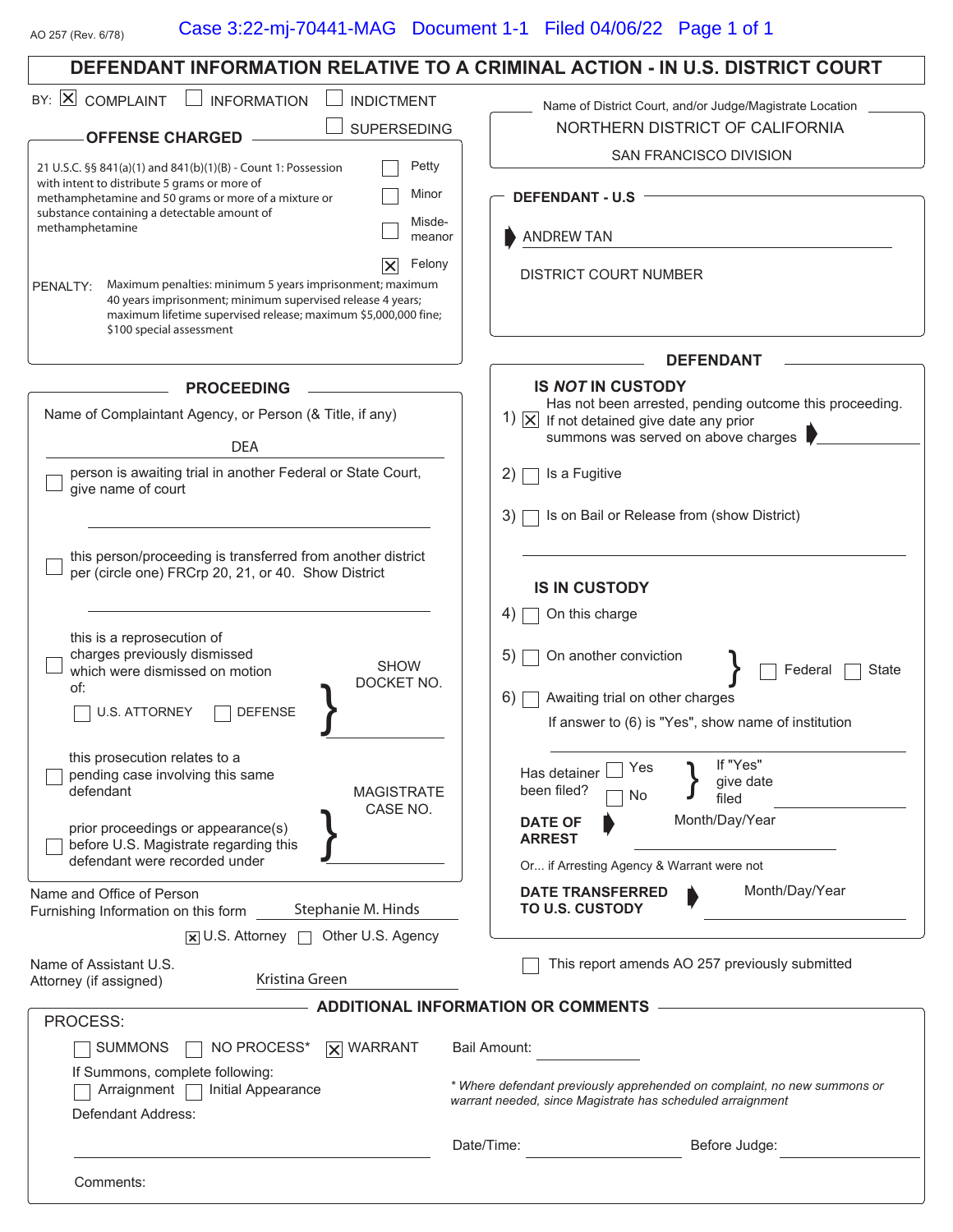AO 257 (Rev. 6/78)

# DEFENDANT INFORMATION RELATIVE TO A CRIMINAL ACTION - IN U.S. DISTRICT COURT

BY: ☒ COMPLAINT ☐ INFORMATION ☐ INDICTMENT ☐ SUPERSEDING

Name of District Court, and/or Judge/Magistrate Location

NORTHERN DISTRICT OF CALIFORNIA

SAN FRANCISCO DIVISION

## OFFENSE CHARGED

21 U.S.C. §§ 841(a)(1) and 841(b)(1)(B) - Count 1: Possession with intent to distribute 5 grams or more of methamphetamine and 50 grams or more of a mixture or substance containing a detectable amount of methamphetamine

☐ Petty ☐ Minor ☐ Misdemeanor ☒ Felony

PENALTY: Maximum penalties: minimum 5 years imprisonment; maximum 40 years imprisonment; minimum supervised release 4 years; maximum lifetime supervised release; maximum $5,000,000 fine; $100 special assessment

## DEFENDANT - U.S

ANDREW TAN

DISTRICT COURT NUMBER

## PROCEEDING

Name of Complaintant Agency, or Person (& Title, if any)

DEA

☐ person is awaiting trial in another Federal or State Court, give name of court

☐ this person/proceeding is transferred from another district per (circle one) FRCrp 20, 21, or 40. Show District

☐ this is a reprosecution of charges previously dismissed which were dismissed on motion of: ☐ U.S. ATTORNEY ☐ DEFENSE — SHOW DOCKET NO.

☐ this prosecution relates to a pending case involving this same defendant

☐ prior proceedings or appearance(s) before U.S. Magistrate regarding this defendant were recorded under — MAGISTRATE CASE NO.

Name and Office of Person Furnishing Information on this form: Stephanie M. Hinds

☒ U.S. Attorney ☐ Other U.S. Agency

Name of Assistant U.S. Attorney (if assigned): Kristina Green

## DEFENDANT

### IS *NOT* IN CUSTODY

1) ☒ Has not been arrested, pending outcome this proceeding. If not detained give date any prior summons was served on above charges

2) ☐ Is a Fugitive

3) ☐ Is on Bail or Release from (show District)

### IS IN CUSTODY

4) ☐ On this charge

5) ☐ On another conviction } ☐ Federal ☐ State

6) ☐ Awaiting trial on other charges

If answer to (6) is "Yes", show name of institution

Has detainer been filed? ☐ Yes ☐ No } If "Yes" give date filed

**DATE OF ARREST** Month/Day/Year

Or... if Arresting Agency & Warrant were not

**DATE TRANSFERRED TO U.S. CUSTODY** Month/Day/Year

☐ This report amends AO 257 previously submitted

## ADDITIONAL INFORMATION OR COMMENTS

PROCESS:

☐ SUMMONS ☐ NO PROCESS* ☒ WARRANT

Bail Amount:

If Summons, complete following:

☐ Arraignment ☐ Initial Appearance

*\* Where defendant previously apprehended on complaint, no new summons or warrant needed, since Magistrate has scheduled arraignment*

Defendant Address:

Date/Time: Before Judge:

Comments: